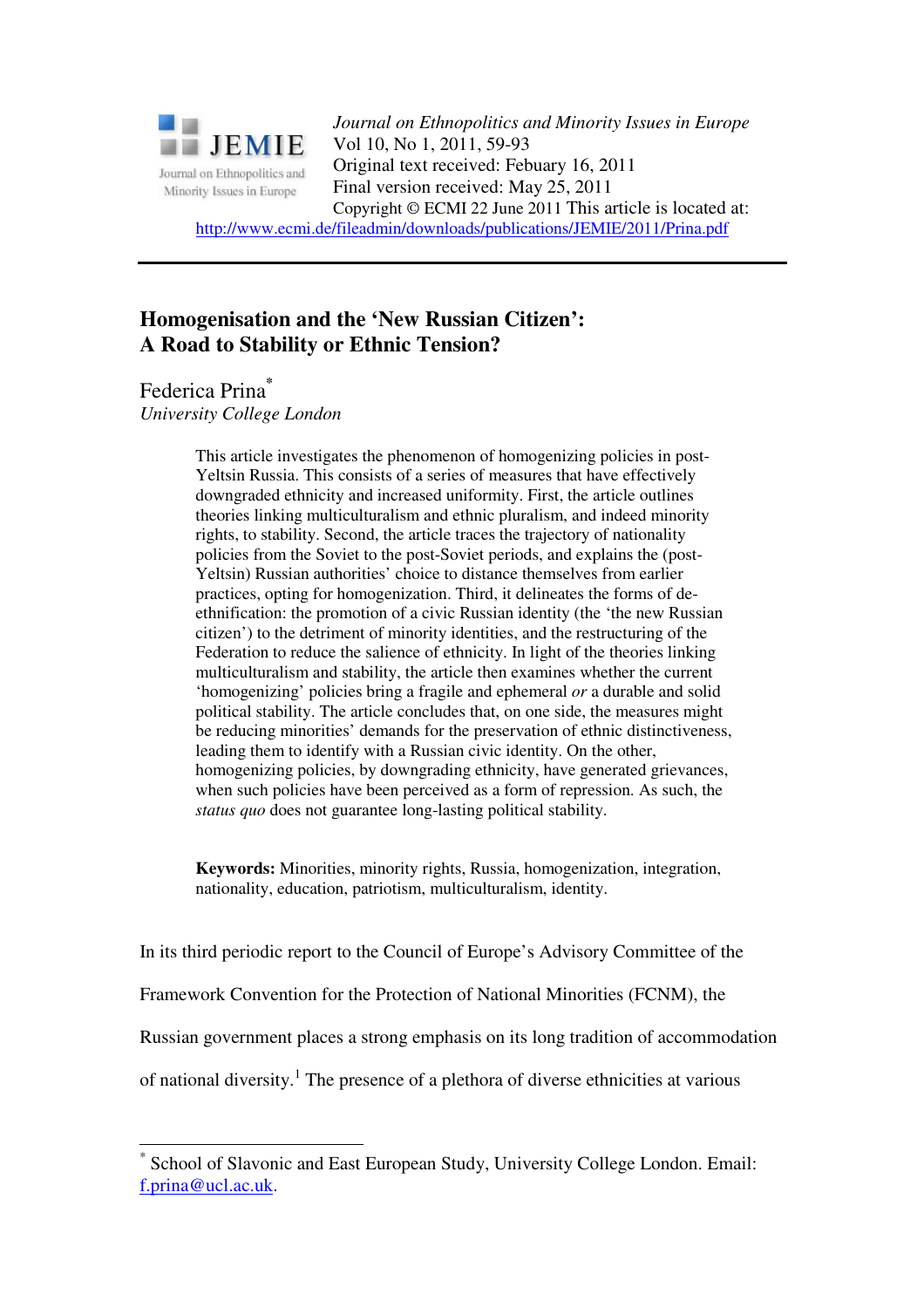*Journal on Ethnopolitics and Minority Issues in Europe*
Vol 10, No 1, 2011, 59-93
Original text received: Febuary 16, 2011
Final version received: May 25, 2011
Copyright © ECMI 22 June 2011 This article is located at:
http://www.ecmi.de/fileadmin/downloads/publications/JEMIE/2011/Prina.pdf

# Homogenisation and the 'New Russian Citizen': A Road to Stability or Ethnic Tension?

Federica Prina[*]
*University College London*

> This article investigates the phenomenon of homogenizing policies in post-Yeltsin Russia. This consists of a series of measures that have effectively downgraded ethnicity and increased uniformity. First, the article outlines theories linking multiculturalism and ethnic pluralism, and indeed minority rights, to stability. Second, the article traces the trajectory of nationality policies from the Soviet to the post-Soviet periods, and explains the (post-Yeltsin) Russian authorities' choice to distance themselves from earlier practices, opting for homogenization. Third, it delineates the forms of de-ethnification: the promotion of a civic Russian identity (the 'the new Russian citizen') to the detriment of minority identities, and the restructuring of the Federation to reduce the salience of ethnicity. In light of the theories linking multiculturalism and stability, the article then examines whether the current 'homogenizing' policies bring a fragile and ephemeral *or* a durable and solid political stability. The article concludes that, on one side, the measures might be reducing minorities' demands for the preservation of ethnic distinctiveness, leading them to identify with a Russian civic identity. On the other, homogenizing policies, by downgrading ethnicity, have generated grievances, when such policies have been perceived as a form of repression. As such, the *status quo* does not guarantee long-lasting political stability.
>
> **Keywords:** Minorities, minority rights, Russia, homogenization, integration, nationality, education, patriotism, multiculturalism, identity.

In its third periodic report to the Council of Europe's Advisory Committee of the Framework Convention for the Protection of National Minorities (FCNM), the Russian government places a strong emphasis on its long tradition of accommodation of national diversity.[1] The presence of a plethora of diverse ethnicities at various

[*] School of Slavonic and East European Study, University College London. Email: f.prina@ucl.ac.uk.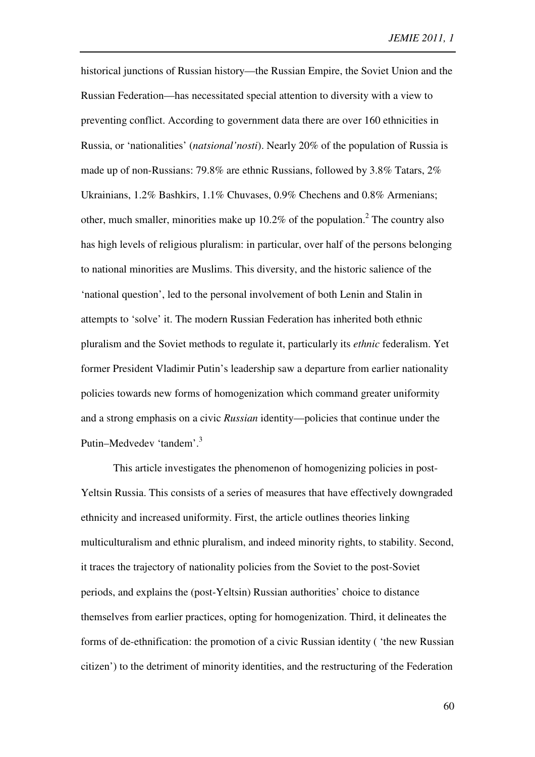historical junctions of Russian history—the Russian Empire, the Soviet Union and the Russian Federation—has necessitated special attention to diversity with a view to preventing conflict. According to government data there are over 160 ethnicities in Russia, or 'nationalities' (*natsional'nosti*). Nearly 20% of the population of Russia is made up of non-Russians: 79.8% are ethnic Russians, followed by 3.8% Tatars, 2% Ukrainians, 1.2% Bashkirs, 1.1% Chuvases, 0.9% Chechens and 0.8% Armenians; other, much smaller, minorities make up 10.2% of the population.[2] The country also has high levels of religious pluralism: in particular, over half of the persons belonging to national minorities are Muslims. This diversity, and the historic salience of the 'national question', led to the personal involvement of both Lenin and Stalin in attempts to 'solve' it. The modern Russian Federation has inherited both ethnic pluralism and the Soviet methods to regulate it, particularly its *ethnic* federalism. Yet former President Vladimir Putin's leadership saw a departure from earlier nationality policies towards new forms of homogenization which command greater uniformity and a strong emphasis on a civic *Russian* identity—policies that continue under the Putin–Medvedev 'tandem'.[3]

This article investigates the phenomenon of homogenizing policies in post-Yeltsin Russia. This consists of a series of measures that have effectively downgraded ethnicity and increased uniformity. First, the article outlines theories linking multiculturalism and ethnic pluralism, and indeed minority rights, to stability. Second, it traces the trajectory of nationality policies from the Soviet to the post-Soviet periods, and explains the (post-Yeltsin) Russian authorities' choice to distance themselves from earlier practices, opting for homogenization. Third, it delineates the forms of de-ethnification: the promotion of a civic Russian identity ( 'the new Russian citizen') to the detriment of minority identities, and the restructuring of the Federation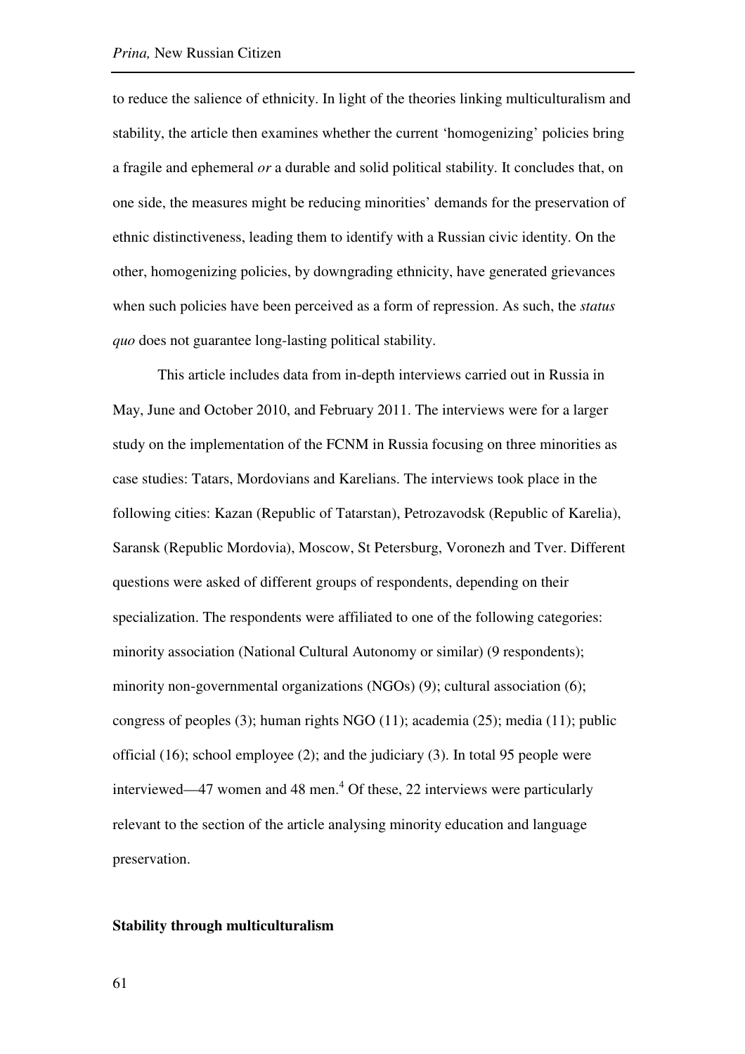to reduce the salience of ethnicity. In light of the theories linking multiculturalism and stability, the article then examines whether the current 'homogenizing' policies bring a fragile and ephemeral *or* a durable and solid political stability. It concludes that, on one side, the measures might be reducing minorities' demands for the preservation of ethnic distinctiveness, leading them to identify with a Russian civic identity. On the other, homogenizing policies, by downgrading ethnicity, have generated grievances when such policies have been perceived as a form of repression. As such, the *status quo* does not guarantee long-lasting political stability.

This article includes data from in-depth interviews carried out in Russia in May, June and October 2010, and February 2011. The interviews were for a larger study on the implementation of the FCNM in Russia focusing on three minorities as case studies: Tatars, Mordovians and Karelians. The interviews took place in the following cities: Kazan (Republic of Tatarstan), Petrozavodsk (Republic of Karelia), Saransk (Republic Mordovia), Moscow, St Petersburg, Voronezh and Tver. Different questions were asked of different groups of respondents, depending on their specialization. The respondents were affiliated to one of the following categories: minority association (National Cultural Autonomy or similar) (9 respondents); minority non-governmental organizations (NGOs) (9); cultural association (6); congress of peoples (3); human rights NGO (11); academia (25); media (11); public official (16); school employee (2); and the judiciary (3). In total 95 people were interviewed—47 women and 48 men.[4] Of these, 22 interviews were particularly relevant to the section of the article analysing minority education and language preservation.

## Stability through multiculturalism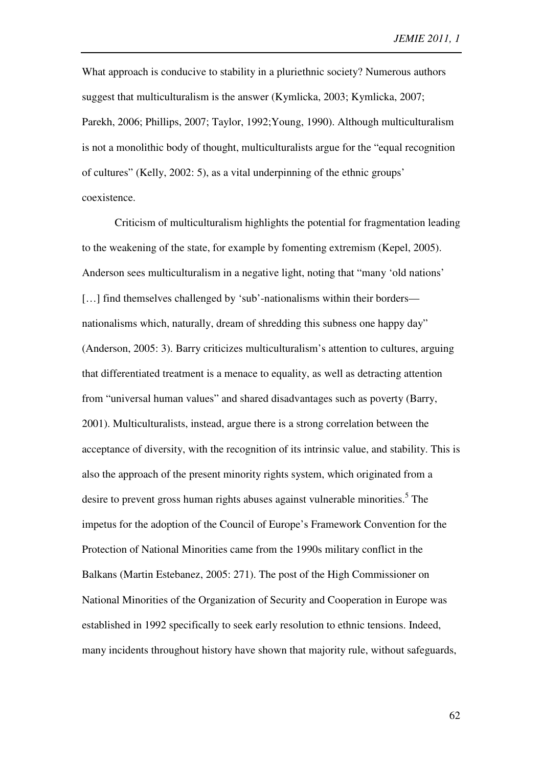What approach is conducive to stability in a pluriethnic society? Numerous authors suggest that multiculturalism is the answer (Kymlicka, 2003; Kymlicka, 2007; Parekh, 2006; Phillips, 2007; Taylor, 1992;Young, 1990). Although multiculturalism is not a monolithic body of thought, multiculturalists argue for the "equal recognition of cultures" (Kelly, 2002: 5), as a vital underpinning of the ethnic groups' coexistence.

Criticism of multiculturalism highlights the potential for fragmentation leading to the weakening of the state, for example by fomenting extremism (Kepel, 2005). Anderson sees multiculturalism in a negative light, noting that "many 'old nations' […] find themselves challenged by 'sub'-nationalisms within their borders—nationalisms which, naturally, dream of shredding this subness one happy day" (Anderson, 2005: 3). Barry criticizes multiculturalism's attention to cultures, arguing that differentiated treatment is a menace to equality, as well as detracting attention from "universal human values" and shared disadvantages such as poverty (Barry, 2001). Multiculturalists, instead, argue there is a strong correlation between the acceptance of diversity, with the recognition of its intrinsic value, and stability. This is also the approach of the present minority rights system, which originated from a desire to prevent gross human rights abuses against vulnerable minorities.[5] The impetus for the adoption of the Council of Europe's Framework Convention for the Protection of National Minorities came from the 1990s military conflict in the Balkans (Martin Estebanez, 2005: 271). The post of the High Commissioner on National Minorities of the Organization of Security and Cooperation in Europe was established in 1992 specifically to seek early resolution to ethnic tensions. Indeed, many incidents throughout history have shown that majority rule, without safeguards,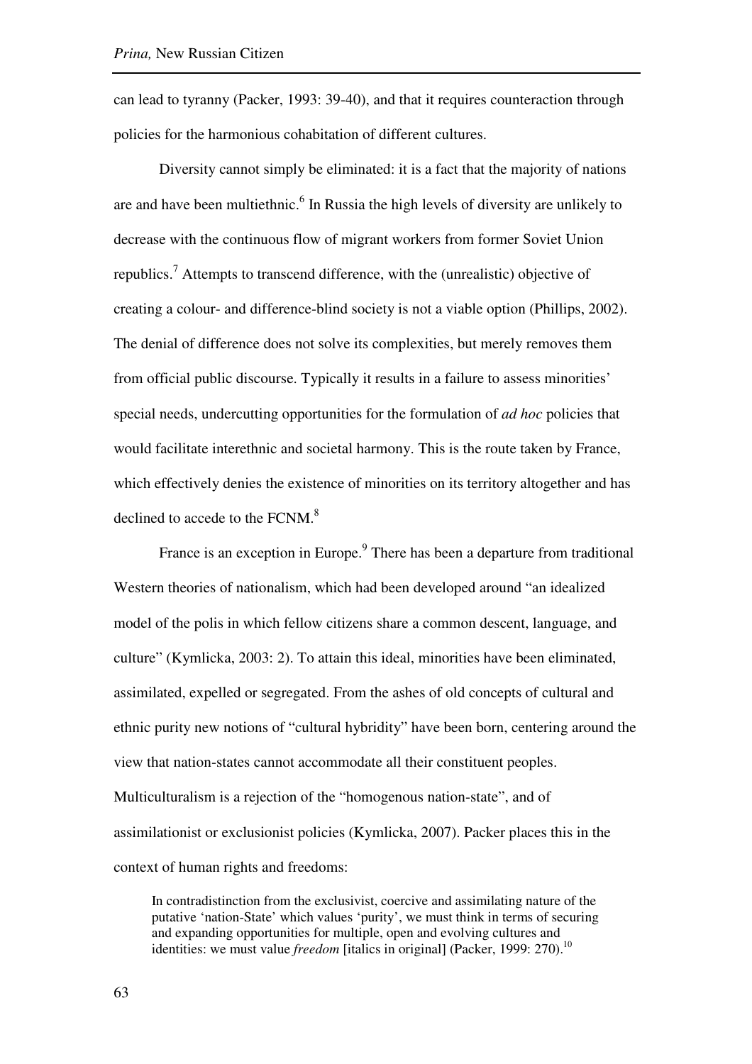can lead to tyranny (Packer, 1993: 39-40), and that it requires counteraction through policies for the harmonious cohabitation of different cultures.

Diversity cannot simply be eliminated: it is a fact that the majority of nations are and have been multiethnic.[6] In Russia the high levels of diversity are unlikely to decrease with the continuous flow of migrant workers from former Soviet Union republics.[7] Attempts to transcend difference, with the (unrealistic) objective of creating a colour- and difference-blind society is not a viable option (Phillips, 2002). The denial of difference does not solve its complexities, but merely removes them from official public discourse. Typically it results in a failure to assess minorities' special needs, undercutting opportunities for the formulation of *ad hoc* policies that would facilitate interethnic and societal harmony. This is the route taken by France, which effectively denies the existence of minorities on its territory altogether and has declined to accede to the FCNM.[8]

France is an exception in Europe.[9] There has been a departure from traditional Western theories of nationalism, which had been developed around "an idealized model of the polis in which fellow citizens share a common descent, language, and culture" (Kymlicka, 2003: 2). To attain this ideal, minorities have been eliminated, assimilated, expelled or segregated. From the ashes of old concepts of cultural and ethnic purity new notions of "cultural hybridity" have been born, centering around the view that nation-states cannot accommodate all their constituent peoples. Multiculturalism is a rejection of the "homogenous nation-state", and of assimilationist or exclusionist policies (Kymlicka, 2007). Packer places this in the context of human rights and freedoms:

> In contradistinction from the exclusivist, coercive and assimilating nature of the putative 'nation-State' which values 'purity', we must think in terms of securing and expanding opportunities for multiple, open and evolving cultures and identities: we must value *freedom* [italics in original] (Packer, 1999: 270).[10]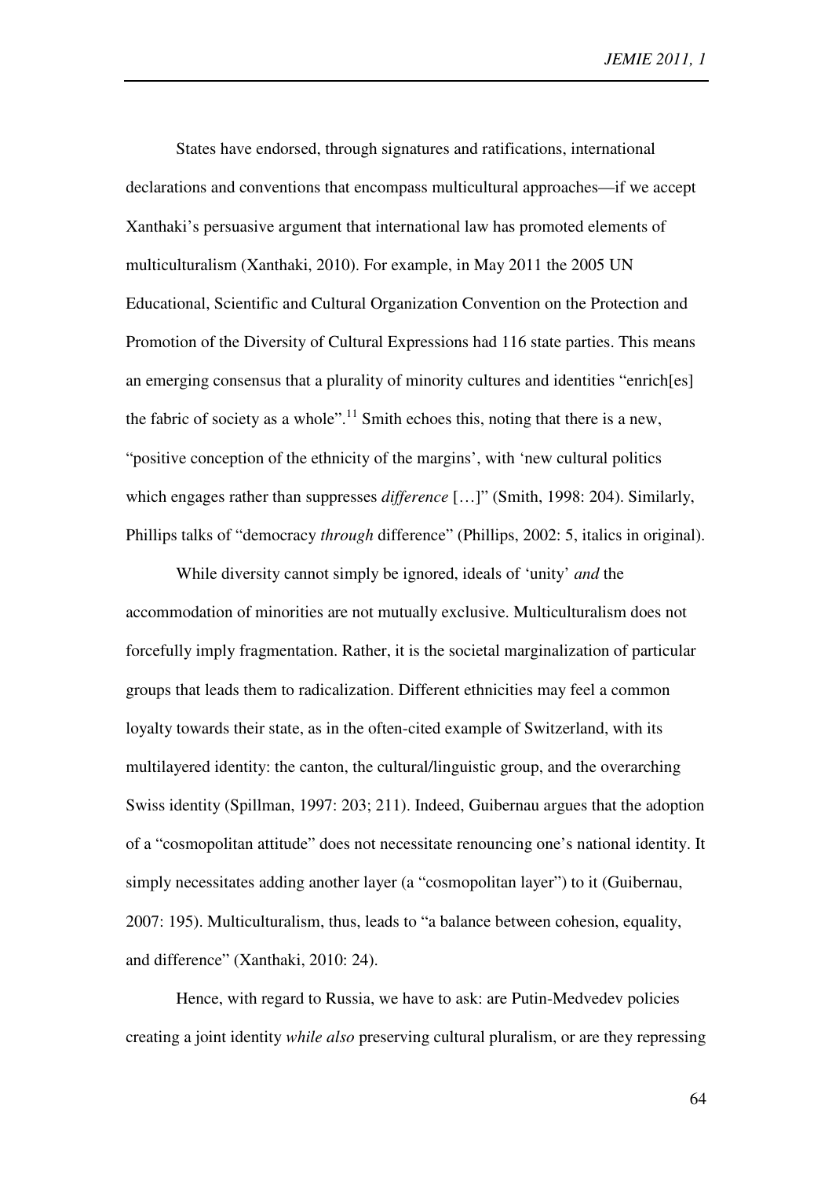States have endorsed, through signatures and ratifications, international declarations and conventions that encompass multicultural approaches—if we accept Xanthaki's persuasive argument that international law has promoted elements of multiculturalism (Xanthaki, 2010). For example, in May 2011 the 2005 UN Educational, Scientific and Cultural Organization Convention on the Protection and Promotion of the Diversity of Cultural Expressions had 116 state parties. This means an emerging consensus that a plurality of minority cultures and identities "enrich[es] the fabric of society as a whole".[11] Smith echoes this, noting that there is a new, "positive conception of the ethnicity of the margins', with 'new cultural politics which engages rather than suppresses *difference* […]" (Smith, 1998: 204). Similarly, Phillips talks of "democracy *through* difference" (Phillips, 2002: 5, italics in original).

While diversity cannot simply be ignored, ideals of 'unity' *and* the accommodation of minorities are not mutually exclusive. Multiculturalism does not forcefully imply fragmentation. Rather, it is the societal marginalization of particular groups that leads them to radicalization. Different ethnicities may feel a common loyalty towards their state, as in the often-cited example of Switzerland, with its multilayered identity: the canton, the cultural/linguistic group, and the overarching Swiss identity (Spillman, 1997: 203; 211). Indeed, Guibernau argues that the adoption of a "cosmopolitan attitude" does not necessitate renouncing one's national identity. It simply necessitates adding another layer (a "cosmopolitan layer") to it (Guibernau, 2007: 195). Multiculturalism, thus, leads to "a balance between cohesion, equality, and difference" (Xanthaki, 2010: 24).

Hence, with regard to Russia, we have to ask: are Putin-Medvedev policies creating a joint identity *while also* preserving cultural pluralism, or are they repressing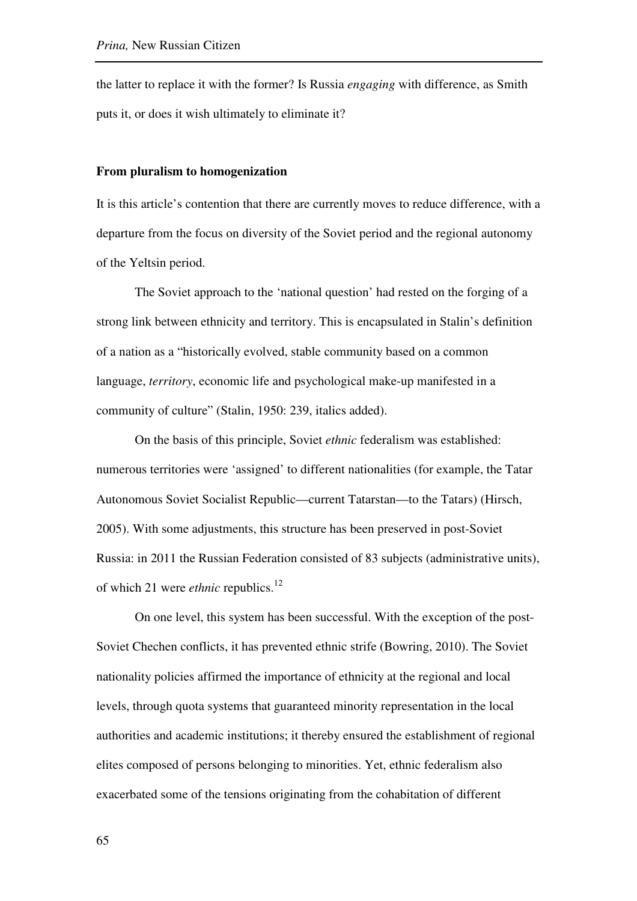the latter to replace it with the former? Is Russia *engaging* with difference, as Smith puts it, or does it wish ultimately to eliminate it?

**From pluralism to homogenization**

It is this article's contention that there are currently moves to reduce difference, with a departure from the focus on diversity of the Soviet period and the regional autonomy of the Yeltsin period.

The Soviet approach to the 'national question' had rested on the forging of a strong link between ethnicity and territory. This is encapsulated in Stalin's definition of a nation as a "historically evolved, stable community based on a common language, *territory*, economic life and psychological make-up manifested in a community of culture" (Stalin, 1950: 239, italics added).

On the basis of this principle, Soviet *ethnic* federalism was established: numerous territories were 'assigned' to different nationalities (for example, the Tatar Autonomous Soviet Socialist Republic—current Tatarstan—to the Tatars) (Hirsch, 2005). With some adjustments, this structure has been preserved in post-Soviet Russia: in 2011 the Russian Federation consisted of 83 subjects (administrative units), of which 21 were *ethnic* republics.[12]

On one level, this system has been successful. With the exception of the post-Soviet Chechen conflicts, it has prevented ethnic strife (Bowring, 2010). The Soviet nationality policies affirmed the importance of ethnicity at the regional and local levels, through quota systems that guaranteed minority representation in the local authorities and academic institutions; it thereby ensured the establishment of regional elites composed of persons belonging to minorities. Yet, ethnic federalism also exacerbated some of the tensions originating from the cohabitation of different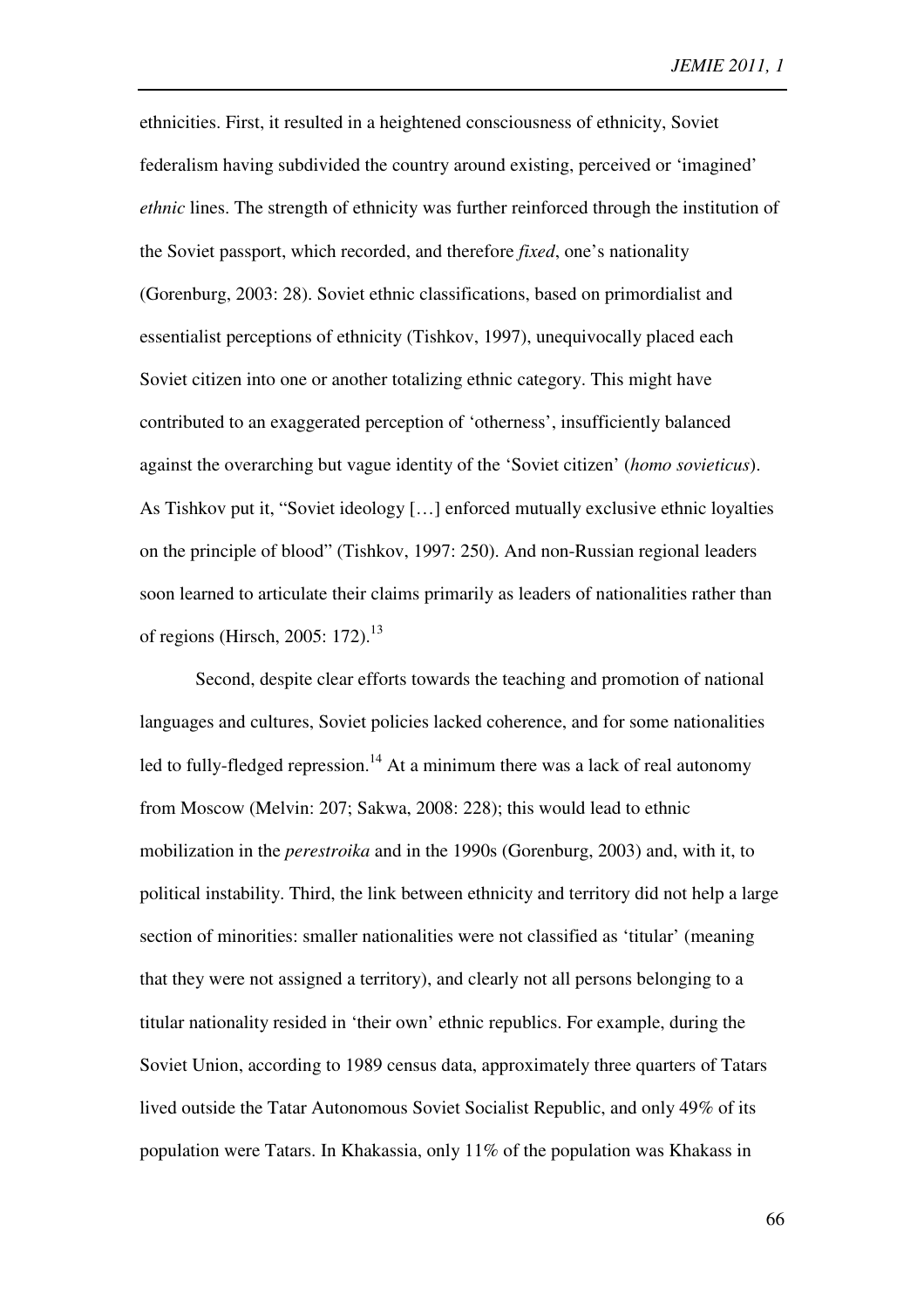ethnicities. First, it resulted in a heightened consciousness of ethnicity, Soviet federalism having subdivided the country around existing, perceived or 'imagined' *ethnic* lines. The strength of ethnicity was further reinforced through the institution of the Soviet passport, which recorded, and therefore *fixed*, one's nationality (Gorenburg, 2003: 28). Soviet ethnic classifications, based on primordialist and essentialist perceptions of ethnicity (Tishkov, 1997), unequivocally placed each Soviet citizen into one or another totalizing ethnic category. This might have contributed to an exaggerated perception of 'otherness', insufficiently balanced against the overarching but vague identity of the 'Soviet citizen' (*homo sovieticus*). As Tishkov put it, "Soviet ideology […] enforced mutually exclusive ethnic loyalties on the principle of blood" (Tishkov, 1997: 250). And non-Russian regional leaders soon learned to articulate their claims primarily as leaders of nationalities rather than of regions (Hirsch, 2005: 172).[13]

Second, despite clear efforts towards the teaching and promotion of national languages and cultures, Soviet policies lacked coherence, and for some nationalities led to fully-fledged repression.[14] At a minimum there was a lack of real autonomy from Moscow (Melvin: 207; Sakwa, 2008: 228); this would lead to ethnic mobilization in the *perestroika* and in the 1990s (Gorenburg, 2003) and, with it, to political instability. Third, the link between ethnicity and territory did not help a large section of minorities: smaller nationalities were not classified as 'titular' (meaning that they were not assigned a territory), and clearly not all persons belonging to a titular nationality resided in 'their own' ethnic republics. For example, during the Soviet Union, according to 1989 census data, approximately three quarters of Tatars lived outside the Tatar Autonomous Soviet Socialist Republic, and only 49% of its population were Tatars. In Khakassia, only 11% of the population was Khakass in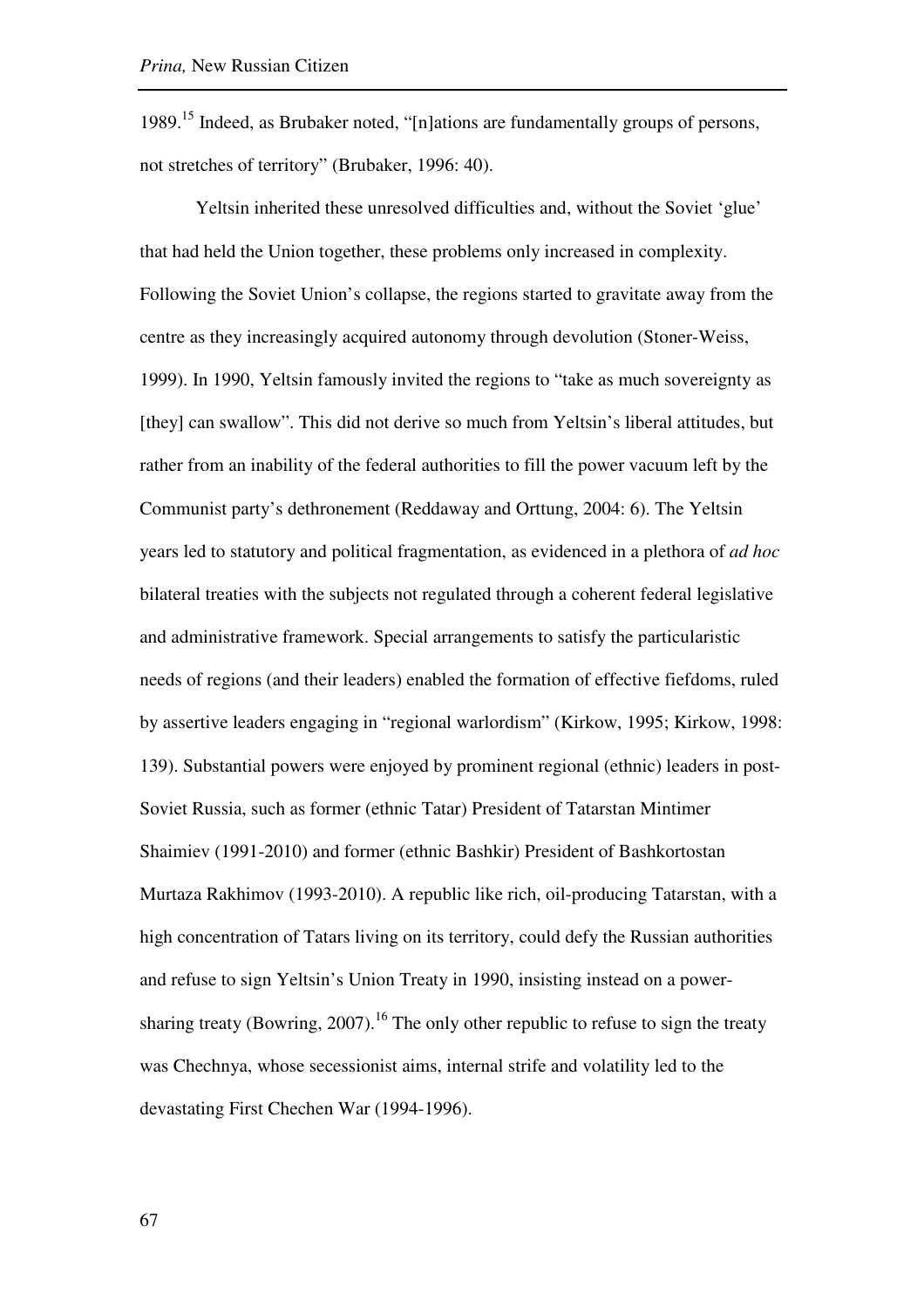1989.[15] Indeed, as Brubaker noted, "[n]ations are fundamentally groups of persons, not stretches of territory" (Brubaker, 1996: 40).

Yeltsin inherited these unresolved difficulties and, without the Soviet 'glue' that had held the Union together, these problems only increased in complexity. Following the Soviet Union's collapse, the regions started to gravitate away from the centre as they increasingly acquired autonomy through devolution (Stoner-Weiss, 1999). In 1990, Yeltsin famously invited the regions to "take as much sovereignty as [they] can swallow". This did not derive so much from Yeltsin's liberal attitudes, but rather from an inability of the federal authorities to fill the power vacuum left by the Communist party's dethronement (Reddaway and Orttung, 2004: 6). The Yeltsin years led to statutory and political fragmentation, as evidenced in a plethora of *ad hoc* bilateral treaties with the subjects not regulated through a coherent federal legislative and administrative framework. Special arrangements to satisfy the particularistic needs of regions (and their leaders) enabled the formation of effective fiefdoms, ruled by assertive leaders engaging in "regional warlordism" (Kirkow, 1995; Kirkow, 1998: 139). Substantial powers were enjoyed by prominent regional (ethnic) leaders in post-Soviet Russia, such as former (ethnic Tatar) President of Tatarstan Mintimer Shaimiev (1991-2010) and former (ethnic Bashkir) President of Bashkortostan Murtaza Rakhimov (1993-2010). A republic like rich, oil-producing Tatarstan, with a high concentration of Tatars living on its territory, could defy the Russian authorities and refuse to sign Yeltsin's Union Treaty in 1990, insisting instead on a power-sharing treaty (Bowring, 2007).[16] The only other republic to refuse to sign the treaty was Chechnya, whose secessionist aims, internal strife and volatility led to the devastating First Chechen War (1994-1996).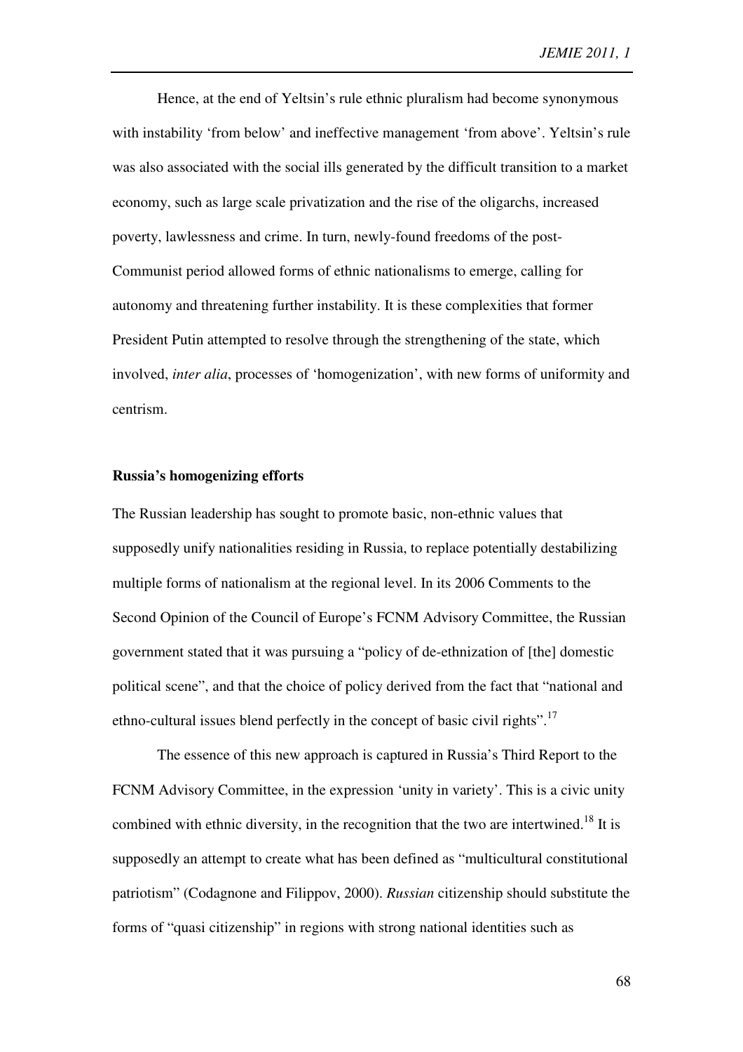Hence, at the end of Yeltsin's rule ethnic pluralism had become synonymous with instability 'from below' and ineffective management 'from above'. Yeltsin's rule was also associated with the social ills generated by the difficult transition to a market economy, such as large scale privatization and the rise of the oligarchs, increased poverty, lawlessness and crime. In turn, newly-found freedoms of the post-Communist period allowed forms of ethnic nationalisms to emerge, calling for autonomy and threatening further instability. It is these complexities that former President Putin attempted to resolve through the strengthening of the state, which involved, *inter alia*, processes of 'homogenization', with new forms of uniformity and centrism.

**Russia's homogenizing efforts**

The Russian leadership has sought to promote basic, non-ethnic values that supposedly unify nationalities residing in Russia, to replace potentially destabilizing multiple forms of nationalism at the regional level. In its 2006 Comments to the Second Opinion of the Council of Europe's FCNM Advisory Committee, the Russian government stated that it was pursuing a "policy of de-ethnization of [the] domestic political scene", and that the choice of policy derived from the fact that "national and ethno-cultural issues blend perfectly in the concept of basic civil rights".[17]

The essence of this new approach is captured in Russia's Third Report to the FCNM Advisory Committee, in the expression 'unity in variety'. This is a civic unity combined with ethnic diversity, in the recognition that the two are intertwined.[18] It is supposedly an attempt to create what has been defined as "multicultural constitutional patriotism" (Codagnone and Filippov, 2000). *Russian* citizenship should substitute the forms of "quasi citizenship" in regions with strong national identities such as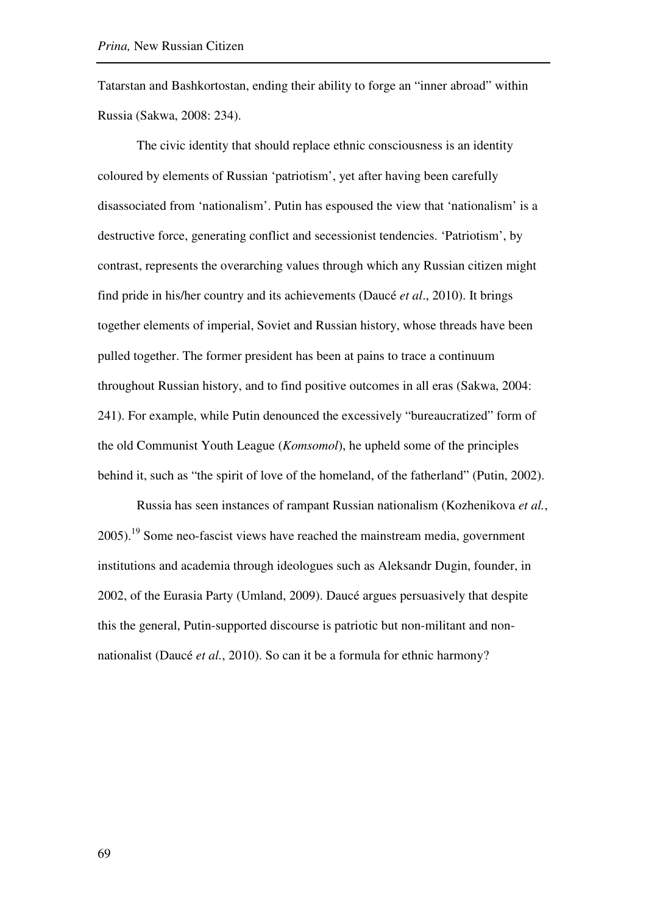Tatarstan and Bashkortostan, ending their ability to forge an “inner abroad” within Russia (Sakwa, 2008: 234).

The civic identity that should replace ethnic consciousness is an identity coloured by elements of Russian ‘patriotism’, yet after having been carefully disassociated from ‘nationalism’. Putin has espoused the view that ‘nationalism’ is a destructive force, generating conflict and secessionist tendencies. ‘Patriotism’, by contrast, represents the overarching values through which any Russian citizen might find pride in his/her country and its achievements (Daucé *et al*., 2010). It brings together elements of imperial, Soviet and Russian history, whose threads have been pulled together. The former president has been at pains to trace a continuum throughout Russian history, and to find positive outcomes in all eras (Sakwa, 2004: 241). For example, while Putin denounced the excessively “bureaucratized” form of the old Communist Youth League (*Komsomol*), he upheld some of the principles behind it, such as “the spirit of love of the homeland, of the fatherland” (Putin, 2002).

Russia has seen instances of rampant Russian nationalism (Kozhenikova *et al.*, 2005).[19] Some neo-fascist views have reached the mainstream media, government institutions and academia through ideologues such as Aleksandr Dugin, founder, in 2002, of the Eurasia Party (Umland, 2009). Daucé argues persuasively that despite this the general, Putin-supported discourse is patriotic but non-militant and non-nationalist (Daucé *et al.*, 2010). So can it be a formula for ethnic harmony?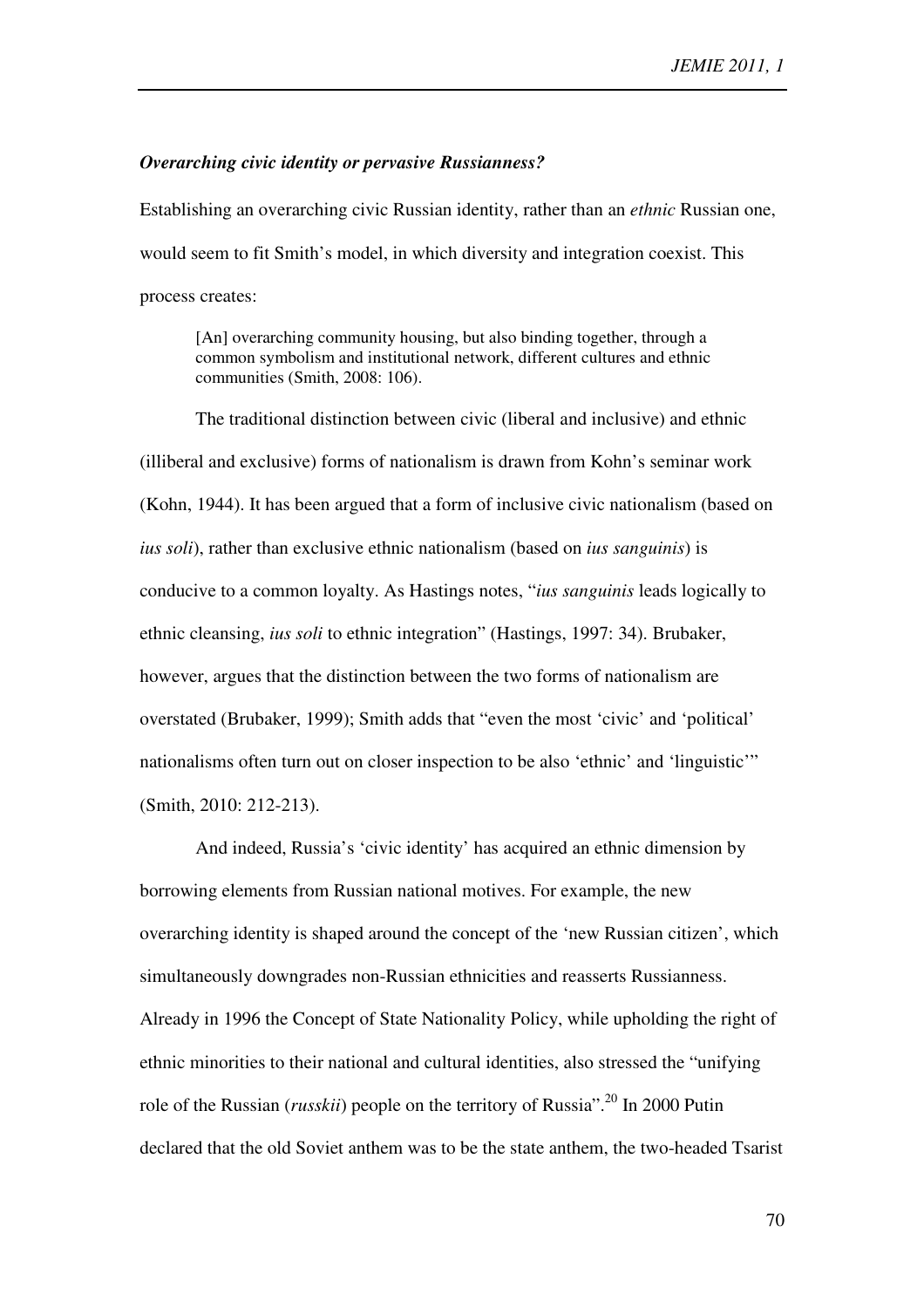***Overarching civic identity or pervasive Russianness?***

Establishing an overarching civic Russian identity, rather than an *ethnic* Russian one, would seem to fit Smith's model, in which diversity and integration coexist. This process creates:

> [An] overarching community housing, but also binding together, through a common symbolism and institutional network, different cultures and ethnic communities (Smith, 2008: 106).

The traditional distinction between civic (liberal and inclusive) and ethnic (illiberal and exclusive) forms of nationalism is drawn from Kohn's seminar work (Kohn, 1944). It has been argued that a form of inclusive civic nationalism (based on *ius soli*), rather than exclusive ethnic nationalism (based on *ius sanguinis*) is conducive to a common loyalty. As Hastings notes, "*ius sanguinis* leads logically to ethnic cleansing, *ius soli* to ethnic integration" (Hastings, 1997: 34). Brubaker, however, argues that the distinction between the two forms of nationalism are overstated (Brubaker, 1999); Smith adds that "even the most 'civic' and 'political' nationalisms often turn out on closer inspection to be also 'ethnic' and 'linguistic'" (Smith, 2010: 212-213).

And indeed, Russia's 'civic identity' has acquired an ethnic dimension by borrowing elements from Russian national motives. For example, the new overarching identity is shaped around the concept of the 'new Russian citizen', which simultaneously downgrades non-Russian ethnicities and reasserts Russianness. Already in 1996 the Concept of State Nationality Policy, while upholding the right of ethnic minorities to their national and cultural identities, also stressed the "unifying role of the Russian (*russkii*) people on the territory of Russia".[20] In 2000 Putin declared that the old Soviet anthem was to be the state anthem, the two-headed Tsarist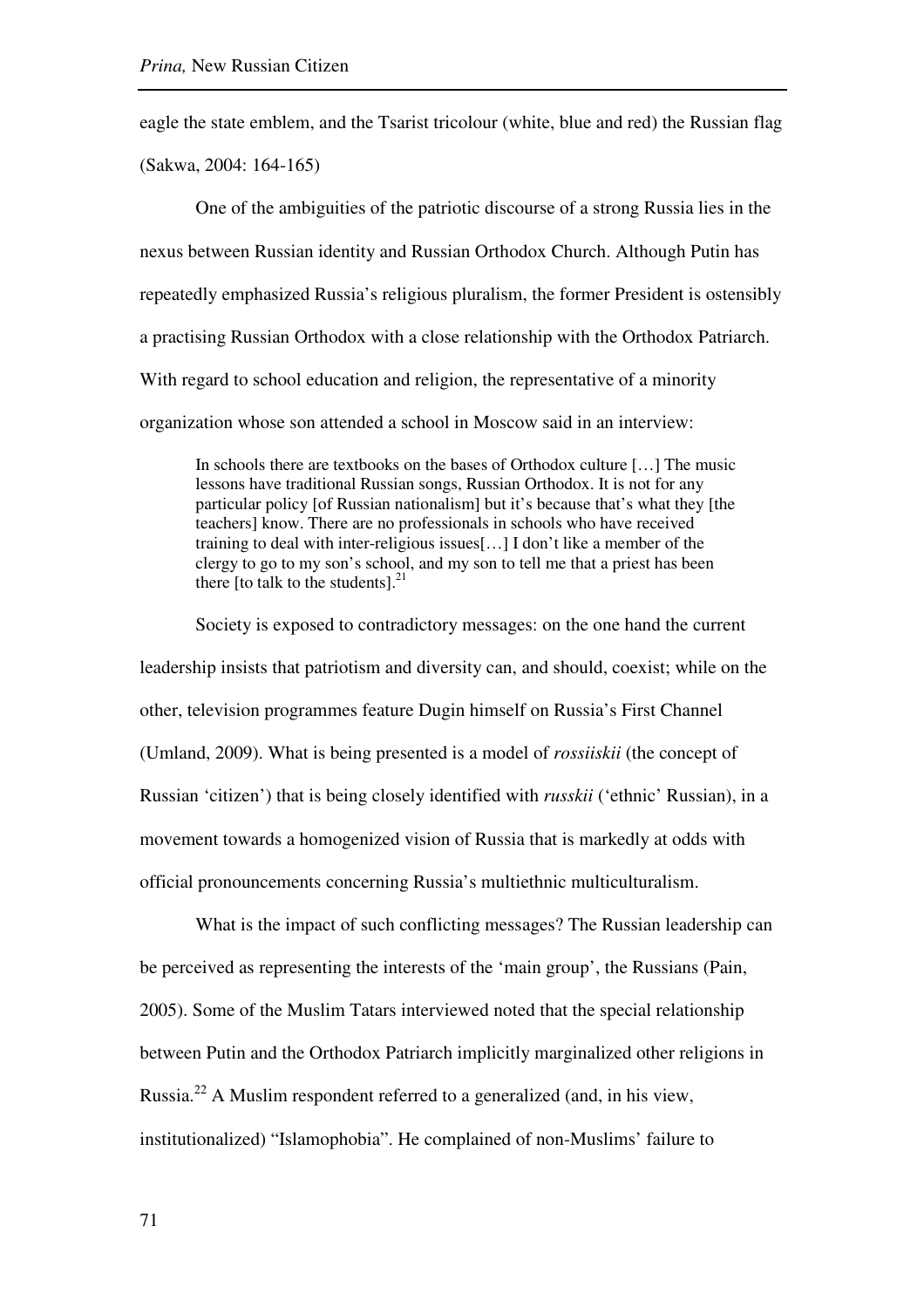eagle the state emblem, and the Tsarist tricolour (white, blue and red) the Russian flag (Sakwa, 2004: 164-165)

One of the ambiguities of the patriotic discourse of a strong Russia lies in the nexus between Russian identity and Russian Orthodox Church. Although Putin has repeatedly emphasized Russia's religious pluralism, the former President is ostensibly a practising Russian Orthodox with a close relationship with the Orthodox Patriarch. With regard to school education and religion, the representative of a minority organization whose son attended a school in Moscow said in an interview:

> In schools there are textbooks on the bases of Orthodox culture […] The music lessons have traditional Russian songs, Russian Orthodox. It is not for any particular policy [of Russian nationalism] but it's because that's what they [the teachers] know. There are no professionals in schools who have received training to deal with inter-religious issues[…] I don't like a member of the clergy to go to my son's school, and my son to tell me that a priest has been there [to talk to the students].[21]

Society is exposed to contradictory messages: on the one hand the current leadership insists that patriotism and diversity can, and should, coexist; while on the other, television programmes feature Dugin himself on Russia's First Channel (Umland, 2009). What is being presented is a model of *rossiiskii* (the concept of Russian 'citizen') that is being closely identified with *russkii* ('ethnic' Russian), in a movement towards a homogenized vision of Russia that is markedly at odds with official pronouncements concerning Russia's multiethnic multiculturalism.

What is the impact of such conflicting messages? The Russian leadership can be perceived as representing the interests of the 'main group', the Russians (Pain, 2005). Some of the Muslim Tatars interviewed noted that the special relationship between Putin and the Orthodox Patriarch implicitly marginalized other religions in Russia.[22] A Muslim respondent referred to a generalized (and, in his view, institutionalized) "Islamophobia". He complained of non-Muslims' failure to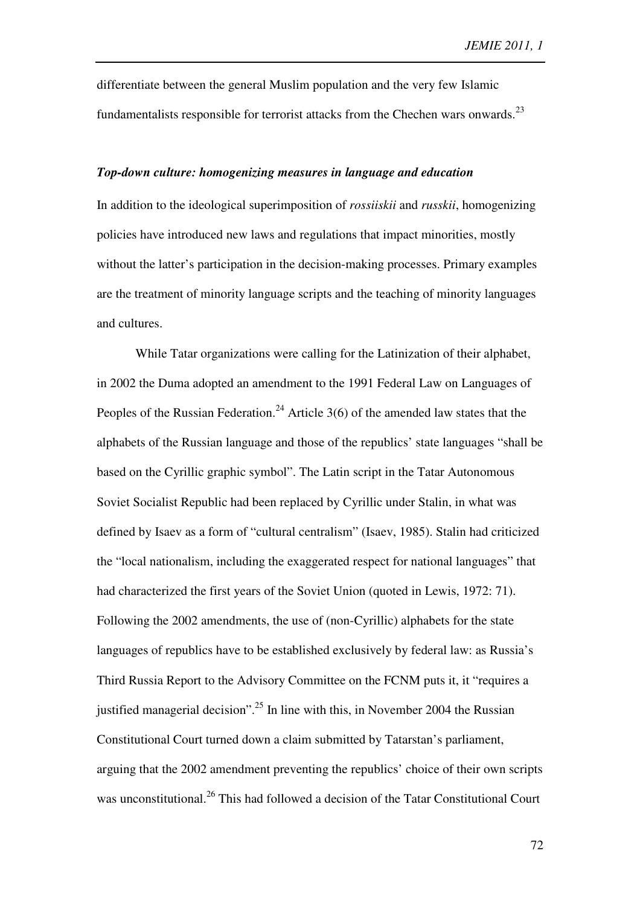differentiate between the general Muslim population and the very few Islamic fundamentalists responsible for terrorist attacks from the Chechen wars onwards.[23]

### *Top-down culture: homogenizing measures in language and education*

In addition to the ideological superimposition of *rossiiskii* and *russkii*, homogenizing policies have introduced new laws and regulations that impact minorities, mostly without the latter's participation in the decision-making processes. Primary examples are the treatment of minority language scripts and the teaching of minority languages and cultures.

While Tatar organizations were calling for the Latinization of their alphabet, in 2002 the Duma adopted an amendment to the 1991 Federal Law on Languages of Peoples of the Russian Federation.[24] Article 3(6) of the amended law states that the alphabets of the Russian language and those of the republics' state languages "shall be based on the Cyrillic graphic symbol". The Latin script in the Tatar Autonomous Soviet Socialist Republic had been replaced by Cyrillic under Stalin, in what was defined by Isaev as a form of "cultural centralism" (Isaev, 1985). Stalin had criticized the "local nationalism, including the exaggerated respect for national languages" that had characterized the first years of the Soviet Union (quoted in Lewis, 1972: 71). Following the 2002 amendments, the use of (non-Cyrillic) alphabets for the state languages of republics have to be established exclusively by federal law: as Russia's Third Russia Report to the Advisory Committee on the FCNM puts it, it "requires a justified managerial decision".[25] In line with this, in November 2004 the Russian Constitutional Court turned down a claim submitted by Tatarstan's parliament, arguing that the 2002 amendment preventing the republics' choice of their own scripts was unconstitutional.[26] This had followed a decision of the Tatar Constitutional Court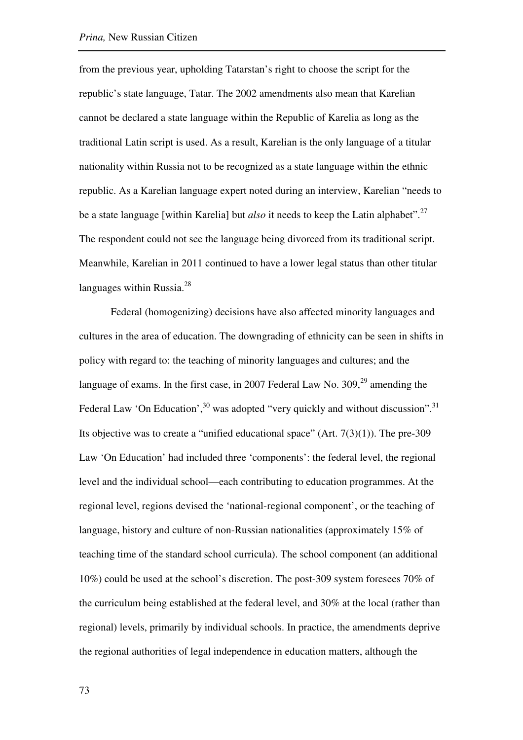from the previous year, upholding Tatarstan's right to choose the script for the republic's state language, Tatar. The 2002 amendments also mean that Karelian cannot be declared a state language within the Republic of Karelia as long as the traditional Latin script is used. As a result, Karelian is the only language of a titular nationality within Russia not to be recognized as a state language within the ethnic republic. As a Karelian language expert noted during an interview, Karelian "needs to be a state language [within Karelia] but *also* it needs to keep the Latin alphabet".[27] The respondent could not see the language being divorced from its traditional script. Meanwhile, Karelian in 2011 continued to have a lower legal status than other titular languages within Russia.[28]

Federal (homogenizing) decisions have also affected minority languages and cultures in the area of education. The downgrading of ethnicity can be seen in shifts in policy with regard to: the teaching of minority languages and cultures; and the language of exams. In the first case, in 2007 Federal Law No. 309,[29] amending the Federal Law 'On Education',[30] was adopted "very quickly and without discussion".[31] Its objective was to create a "unified educational space" (Art. 7(3)(1)). The pre-309 Law 'On Education' had included three 'components': the federal level, the regional level and the individual school—each contributing to education programmes. At the regional level, regions devised the 'national-regional component', or the teaching of language, history and culture of non-Russian nationalities (approximately 15% of teaching time of the standard school curricula). The school component (an additional 10%) could be used at the school's discretion. The post-309 system foresees 70% of the curriculum being established at the federal level, and 30% at the local (rather than regional) levels, primarily by individual schools. In practice, the amendments deprive the regional authorities of legal independence in education matters, although the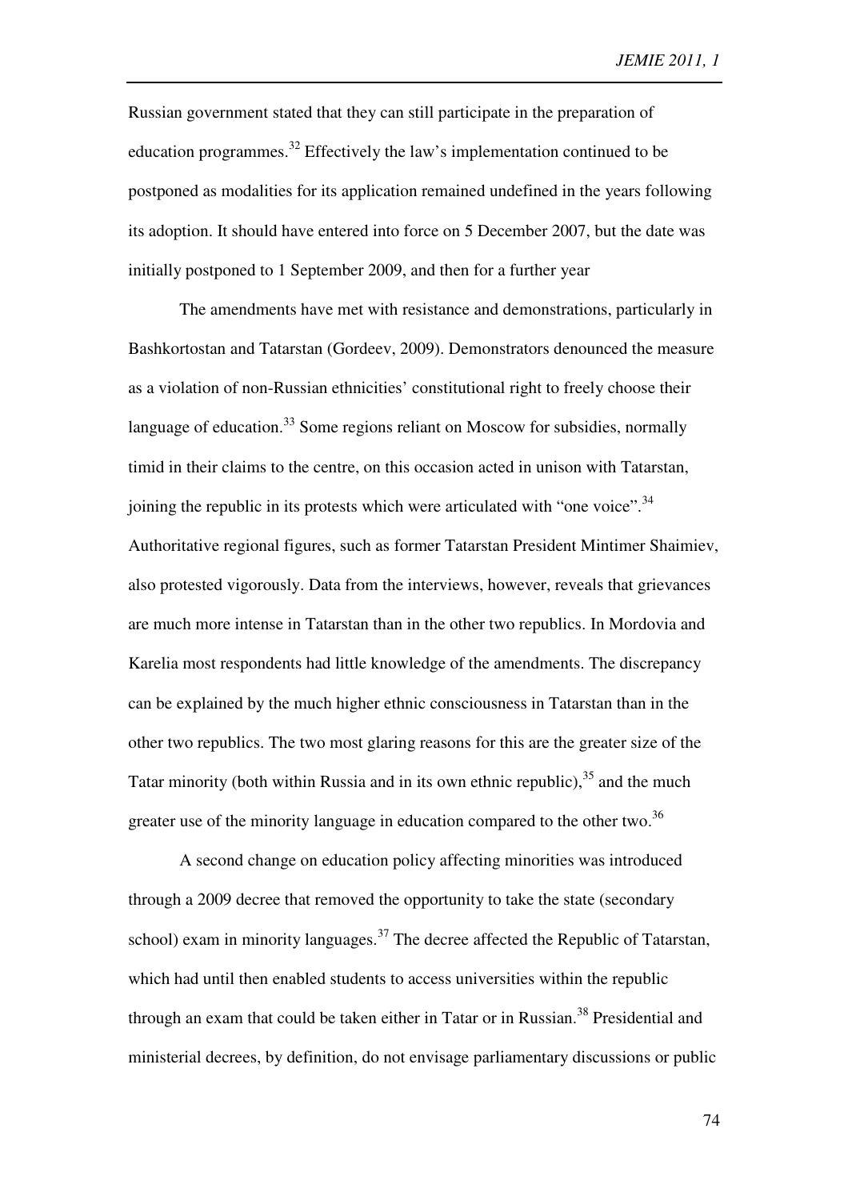Russian government stated that they can still participate in the preparation of education programmes.[32] Effectively the law's implementation continued to be postponed as modalities for its application remained undefined in the years following its adoption. It should have entered into force on 5 December 2007, but the date was initially postponed to 1 September 2009, and then for a further year

The amendments have met with resistance and demonstrations, particularly in Bashkortostan and Tatarstan (Gordeev, 2009). Demonstrators denounced the measure as a violation of non-Russian ethnicities' constitutional right to freely choose their language of education.[33] Some regions reliant on Moscow for subsidies, normally timid in their claims to the centre, on this occasion acted in unison with Tatarstan, joining the republic in its protests which were articulated with "one voice".[34] Authoritative regional figures, such as former Tatarstan President Mintimer Shaimiev, also protested vigorously. Data from the interviews, however, reveals that grievances are much more intense in Tatarstan than in the other two republics. In Mordovia and Karelia most respondents had little knowledge of the amendments. The discrepancy can be explained by the much higher ethnic consciousness in Tatarstan than in the other two republics. The two most glaring reasons for this are the greater size of the Tatar minority (both within Russia and in its own ethnic republic),[35] and the much greater use of the minority language in education compared to the other two.[36]

A second change on education policy affecting minorities was introduced through a 2009 decree that removed the opportunity to take the state (secondary school) exam in minority languages.[37] The decree affected the Republic of Tatarstan, which had until then enabled students to access universities within the republic through an exam that could be taken either in Tatar or in Russian.[38] Presidential and ministerial decrees, by definition, do not envisage parliamentary discussions or public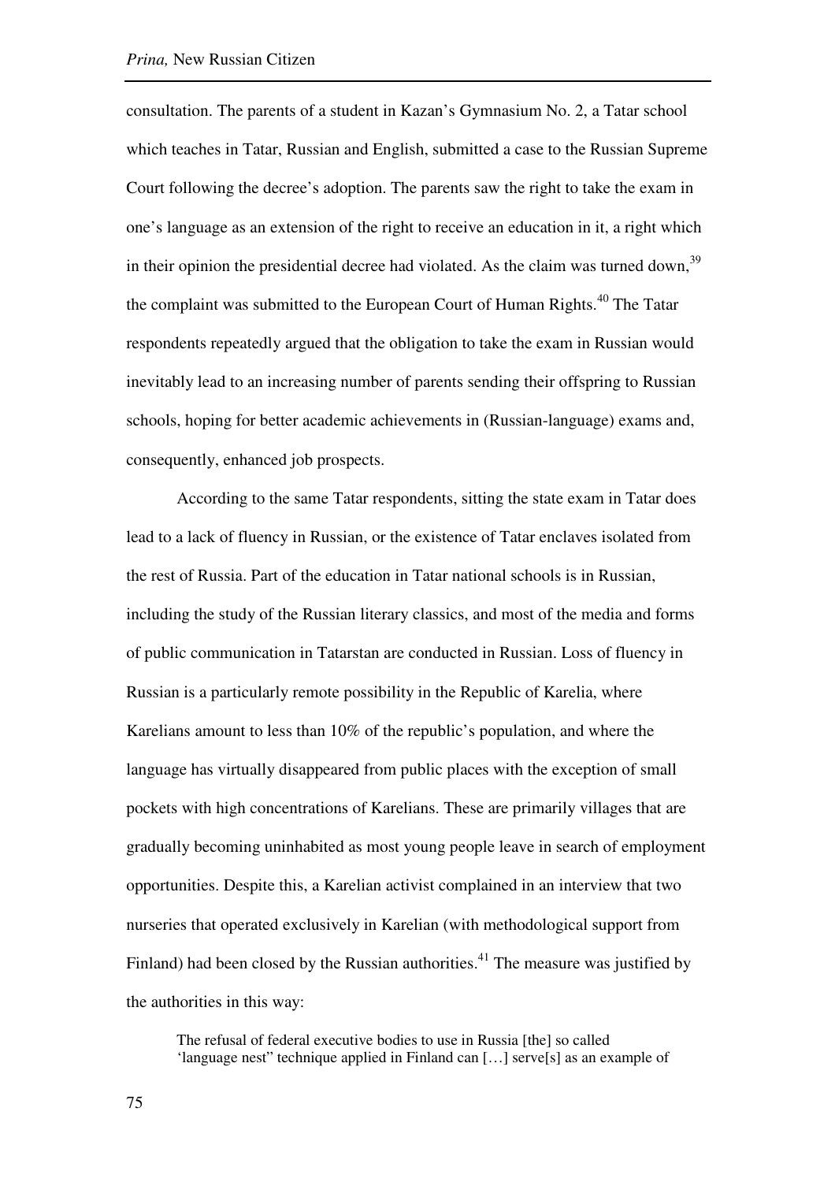consultation. The parents of a student in Kazan's Gymnasium No. 2, a Tatar school which teaches in Tatar, Russian and English, submitted a case to the Russian Supreme Court following the decree's adoption. The parents saw the right to take the exam in one's language as an extension of the right to receive an education in it, a right which in their opinion the presidential decree had violated. As the claim was turned down,[39] the complaint was submitted to the European Court of Human Rights.[40] The Tatar respondents repeatedly argued that the obligation to take the exam in Russian would inevitably lead to an increasing number of parents sending their offspring to Russian schools, hoping for better academic achievements in (Russian-language) exams and, consequently, enhanced job prospects.

According to the same Tatar respondents, sitting the state exam in Tatar does lead to a lack of fluency in Russian, or the existence of Tatar enclaves isolated from the rest of Russia. Part of the education in Tatar national schools is in Russian, including the study of the Russian literary classics, and most of the media and forms of public communication in Tatarstan are conducted in Russian. Loss of fluency in Russian is a particularly remote possibility in the Republic of Karelia, where Karelians amount to less than 10% of the republic's population, and where the language has virtually disappeared from public places with the exception of small pockets with high concentrations of Karelians. These are primarily villages that are gradually becoming uninhabited as most young people leave in search of employment opportunities. Despite this, a Karelian activist complained in an interview that two nurseries that operated exclusively in Karelian (with methodological support from Finland) had been closed by the Russian authorities.[41] The measure was justified by the authorities in this way:

> The refusal of federal executive bodies to use in Russia [the] so called 'language nest" technique applied in Finland can […] serve[s] as an example of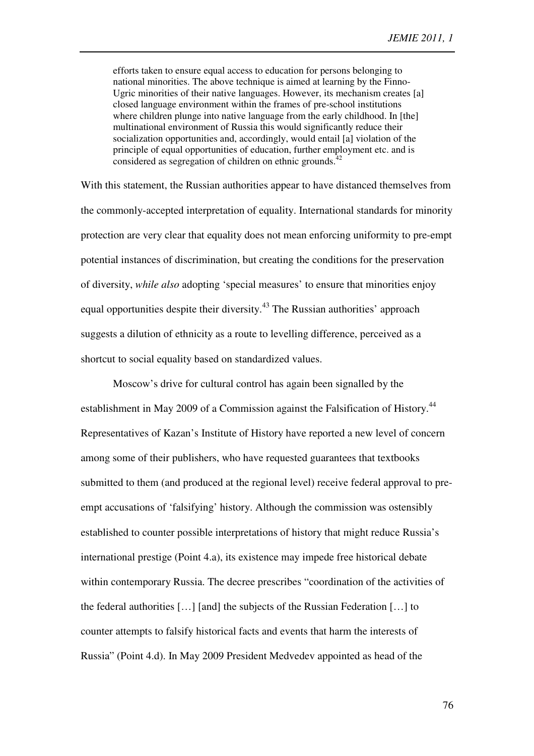> efforts taken to ensure equal access to education for persons belonging to national minorities. The above technique is aimed at learning by the Finno-Ugric minorities of their native languages. However, its mechanism creates [a] closed language environment within the frames of pre-school institutions where children plunge into native language from the early childhood. In [the] multinational environment of Russia this would significantly reduce their socialization opportunities and, accordingly, would entail [a] violation of the principle of equal opportunities of education, further employment etc. and is considered as segregation of children on ethnic grounds.[42]

With this statement, the Russian authorities appear to have distanced themselves from the commonly-accepted interpretation of equality. International standards for minority protection are very clear that equality does not mean enforcing uniformity to pre-empt potential instances of discrimination, but creating the conditions for the preservation of diversity, *while also* adopting 'special measures' to ensure that minorities enjoy equal opportunities despite their diversity.[43] The Russian authorities' approach suggests a dilution of ethnicity as a route to levelling difference, perceived as a shortcut to social equality based on standardized values.

Moscow's drive for cultural control has again been signalled by the establishment in May 2009 of a Commission against the Falsification of History.[44] Representatives of Kazan's Institute of History have reported a new level of concern among some of their publishers, who have requested guarantees that textbooks submitted to them (and produced at the regional level) receive federal approval to pre-empt accusations of 'falsifying' history. Although the commission was ostensibly established to counter possible interpretations of history that might reduce Russia's international prestige (Point 4.a), its existence may impede free historical debate within contemporary Russia. The decree prescribes "coordination of the activities of the federal authorities […] [and] the subjects of the Russian Federation […] to counter attempts to falsify historical facts and events that harm the interests of Russia" (Point 4.d). In May 2009 President Medvedev appointed as head of the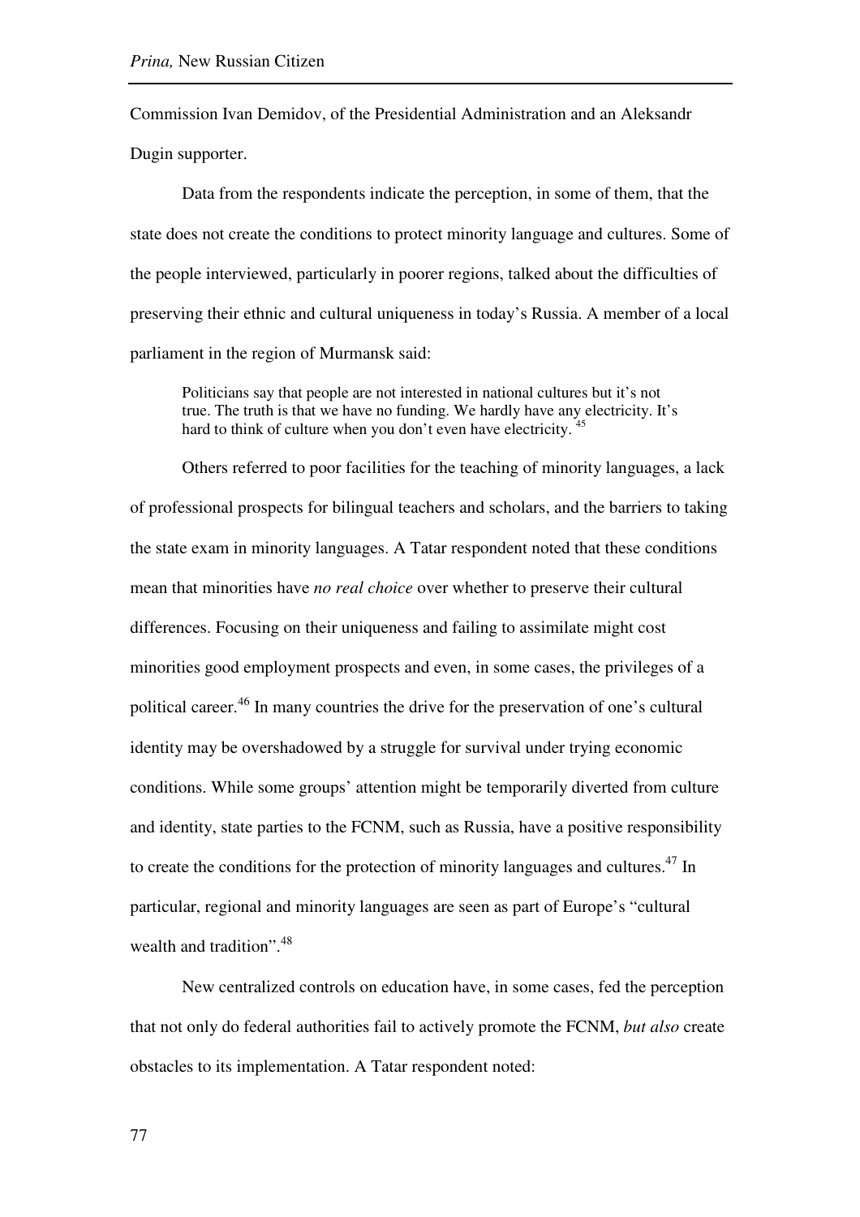Commission Ivan Demidov, of the Presidential Administration and an Aleksandr Dugin supporter.

Data from the respondents indicate the perception, in some of them, that the state does not create the conditions to protect minority language and cultures. Some of the people interviewed, particularly in poorer regions, talked about the difficulties of preserving their ethnic and cultural uniqueness in today's Russia. A member of a local parliament in the region of Murmansk said:

> Politicians say that people are not interested in national cultures but it's not true. The truth is that we have no funding. We hardly have any electricity. It's hard to think of culture when you don't even have electricity. [45]

Others referred to poor facilities for the teaching of minority languages, a lack of professional prospects for bilingual teachers and scholars, and the barriers to taking the state exam in minority languages. A Tatar respondent noted that these conditions mean that minorities have *no real choice* over whether to preserve their cultural differences. Focusing on their uniqueness and failing to assimilate might cost minorities good employment prospects and even, in some cases, the privileges of a political career.[46] In many countries the drive for the preservation of one's cultural identity may be overshadowed by a struggle for survival under trying economic conditions. While some groups' attention might be temporarily diverted from culture and identity, state parties to the FCNM, such as Russia, have a positive responsibility to create the conditions for the protection of minority languages and cultures.[47] In particular, regional and minority languages are seen as part of Europe's "cultural wealth and tradition".[48]

New centralized controls on education have, in some cases, fed the perception that not only do federal authorities fail to actively promote the FCNM, *but also* create obstacles to its implementation. A Tatar respondent noted: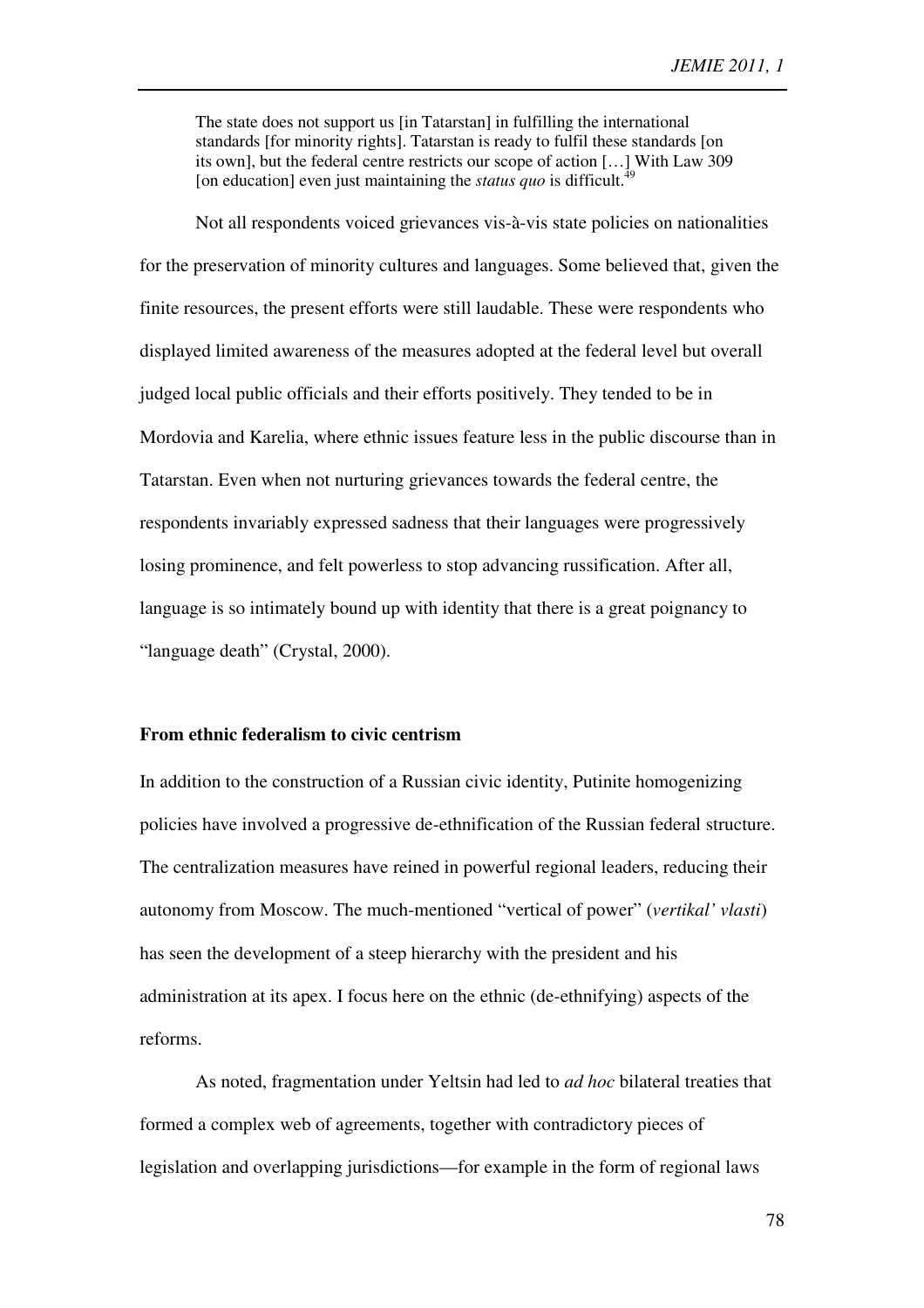> The state does not support us [in Tatarstan] in fulfilling the international standards [for minority rights]. Tatarstan is ready to fulfil these standards [on its own], but the federal centre restricts our scope of action […] With Law 309 [on education] even just maintaining the *status quo* is difficult.[49]

Not all respondents voiced grievances vis-à-vis state policies on nationalities for the preservation of minority cultures and languages. Some believed that, given the finite resources, the present efforts were still laudable. These were respondents who displayed limited awareness of the measures adopted at the federal level but overall judged local public officials and their efforts positively. They tended to be in Mordovia and Karelia, where ethnic issues feature less in the public discourse than in Tatarstan. Even when not nurturing grievances towards the federal centre, the respondents invariably expressed sadness that their languages were progressively losing prominence, and felt powerless to stop advancing russification. After all, language is so intimately bound up with identity that there is a great poignancy to "language death" (Crystal, 2000).

**From ethnic federalism to civic centrism**

In addition to the construction of a Russian civic identity, Putinite homogenizing policies have involved a progressive de-ethnification of the Russian federal structure. The centralization measures have reined in powerful regional leaders, reducing their autonomy from Moscow. The much-mentioned "vertical of power" (*vertikal' vlasti*) has seen the development of a steep hierarchy with the president and his administration at its apex. I focus here on the ethnic (de-ethnifying) aspects of the reforms.

As noted, fragmentation under Yeltsin had led to *ad hoc* bilateral treaties that formed a complex web of agreements, together with contradictory pieces of legislation and overlapping jurisdictions—for example in the form of regional laws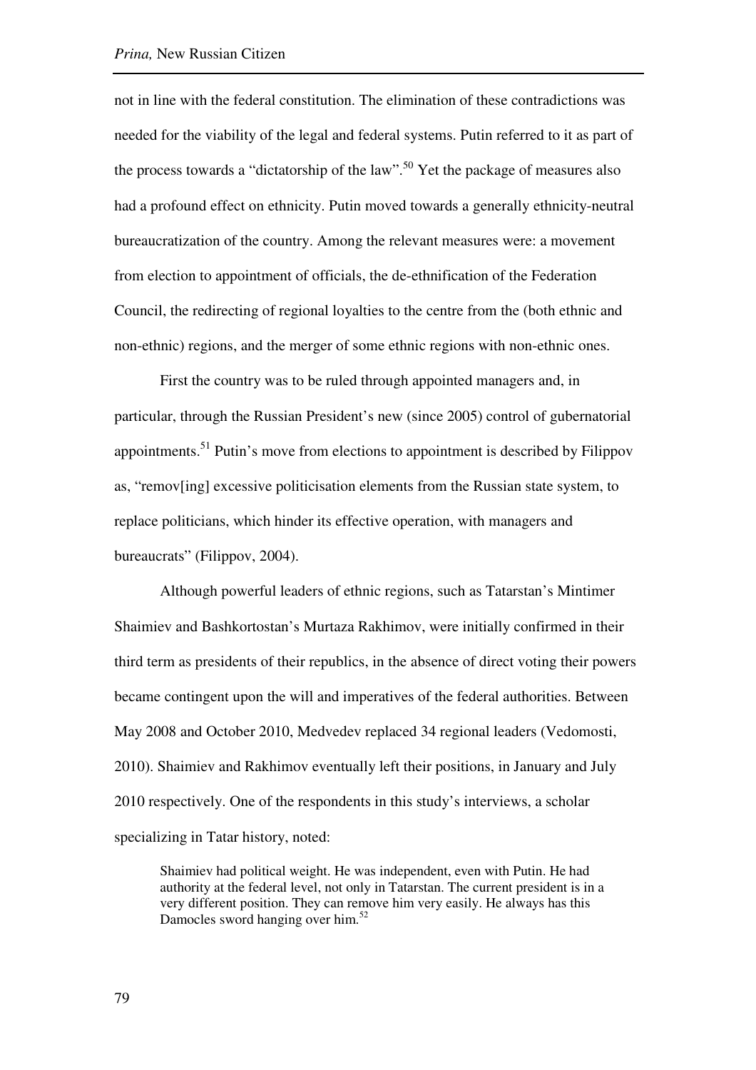not in line with the federal constitution. The elimination of these contradictions was needed for the viability of the legal and federal systems. Putin referred to it as part of the process towards a "dictatorship of the law".[50] Yet the package of measures also had a profound effect on ethnicity. Putin moved towards a generally ethnicity-neutral bureaucratization of the country. Among the relevant measures were: a movement from election to appointment of officials, the de-ethnification of the Federation Council, the redirecting of regional loyalties to the centre from the (both ethnic and non-ethnic) regions, and the merger of some ethnic regions with non-ethnic ones.

First the country was to be ruled through appointed managers and, in particular, through the Russian President's new (since 2005) control of gubernatorial appointments.[51] Putin's move from elections to appointment is described by Filippov as, "remov[ing] excessive politicisation elements from the Russian state system, to replace politicians, which hinder its effective operation, with managers and bureaucrats" (Filippov, 2004).

Although powerful leaders of ethnic regions, such as Tatarstan's Mintimer Shaimiev and Bashkortostan's Murtaza Rakhimov, were initially confirmed in their third term as presidents of their republics, in the absence of direct voting their powers became contingent upon the will and imperatives of the federal authorities. Between May 2008 and October 2010, Medvedev replaced 34 regional leaders (Vedomosti, 2010). Shaimiev and Rakhimov eventually left their positions, in January and July 2010 respectively. One of the respondents in this study's interviews, a scholar specializing in Tatar history, noted:

> Shaimiev had political weight. He was independent, even with Putin. He had authority at the federal level, not only in Tatarstan. The current president is in a very different position. They can remove him very easily. He always has this Damocles sword hanging over him.[52]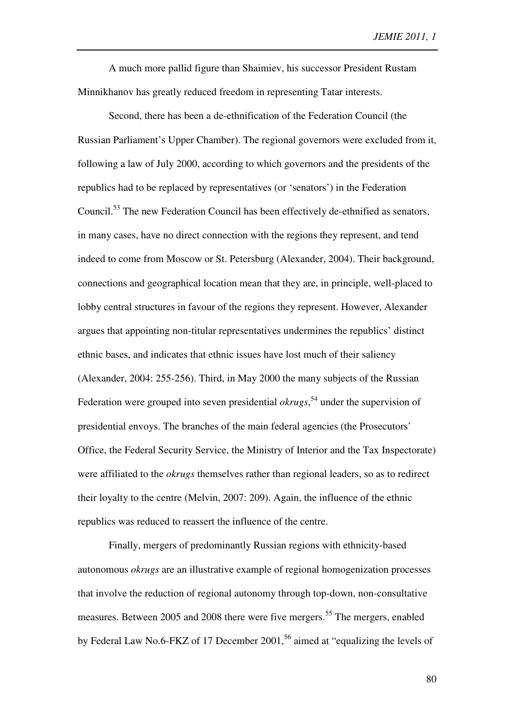A much more pallid figure than Shaimiev, his successor President Rustam Minnikhanov has greatly reduced freedom in representing Tatar interests.

Second, there has been a de-ethnification of the Federation Council (the Russian Parliament's Upper Chamber). The regional governors were excluded from it, following a law of July 2000, according to which governors and the presidents of the republics had to be replaced by representatives (or 'senators') in the Federation Council.[53] The new Federation Council has been effectively de-ethnified as senators, in many cases, have no direct connection with the regions they represent, and tend indeed to come from Moscow or St. Petersburg (Alexander, 2004). Their background, connections and geographical location mean that they are, in principle, well-placed to lobby central structures in favour of the regions they represent. However, Alexander argues that appointing non-titular representatives undermines the republics' distinct ethnic bases, and indicates that ethnic issues have lost much of their saliency (Alexander, 2004: 255-256). Third, in May 2000 the many subjects of the Russian Federation were grouped into seven presidential *okrugs*,[54] under the supervision of presidential envoys. The branches of the main federal agencies (the Prosecutors' Office, the Federal Security Service, the Ministry of Interior and the Tax Inspectorate) were affiliated to the *okrugs* themselves rather than regional leaders, so as to redirect their loyalty to the centre (Melvin, 2007: 209). Again, the influence of the ethnic republics was reduced to reassert the influence of the centre.

Finally, mergers of predominantly Russian regions with ethnicity-based autonomous *okrugs* are an illustrative example of regional homogenization processes that involve the reduction of regional autonomy through top-down, non-consultative measures. Between 2005 and 2008 there were five mergers.[55] The mergers, enabled by Federal Law No.6-FKZ of 17 December 2001,[56] aimed at "equalizing the levels of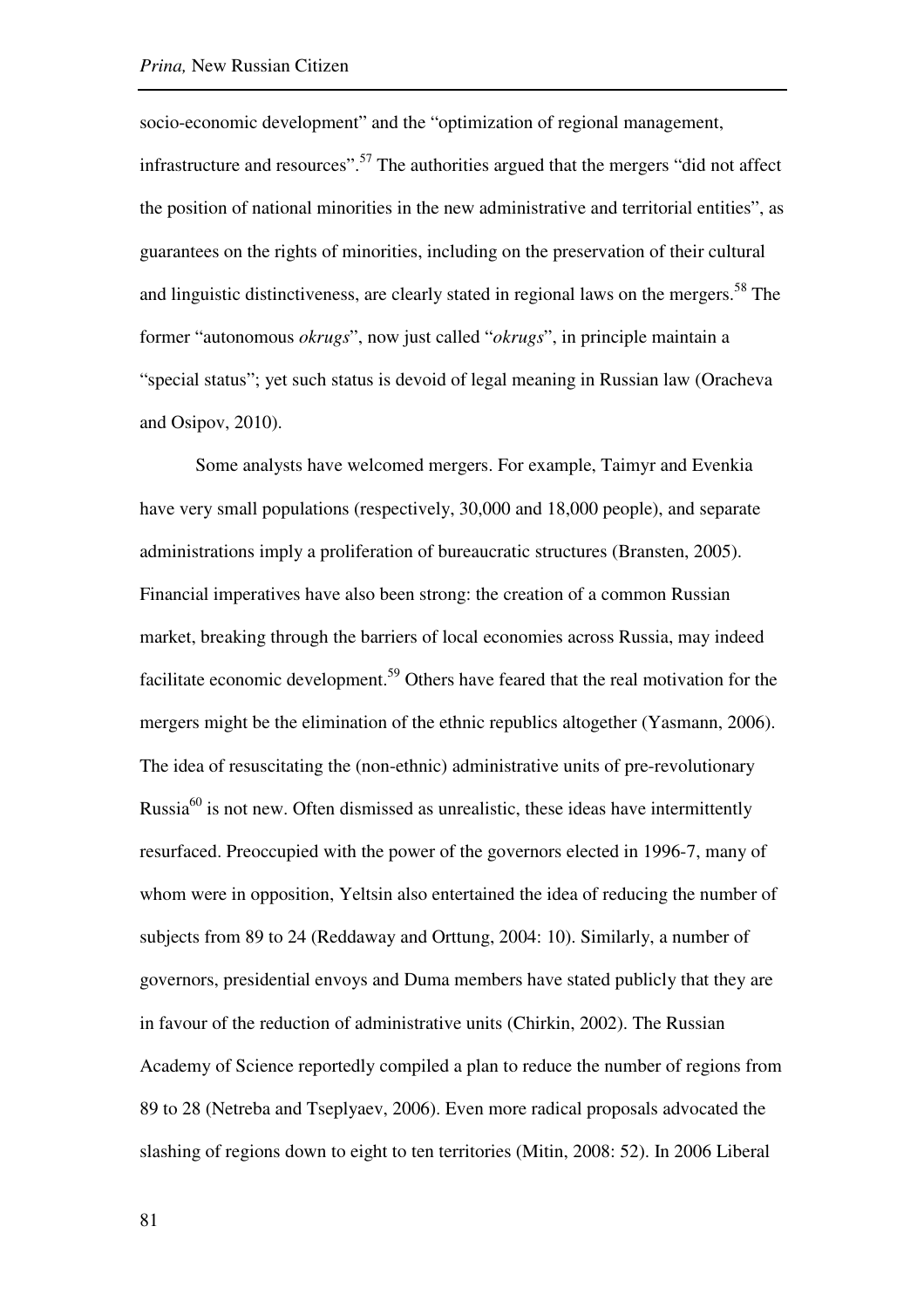socio-economic development" and the "optimization of regional management, infrastructure and resources".[57] The authorities argued that the mergers "did not affect the position of national minorities in the new administrative and territorial entities", as guarantees on the rights of minorities, including on the preservation of their cultural and linguistic distinctiveness, are clearly stated in regional laws on the mergers.[58] The former "autonomous *okrugs*", now just called "*okrugs*", in principle maintain a "special status"; yet such status is devoid of legal meaning in Russian law (Oracheva and Osipov, 2010).

Some analysts have welcomed mergers. For example, Taimyr and Evenkia have very small populations (respectively, 30,000 and 18,000 people), and separate administrations imply a proliferation of bureaucratic structures (Bransten, 2005). Financial imperatives have also been strong: the creation of a common Russian market, breaking through the barriers of local economies across Russia, may indeed facilitate economic development.[59] Others have feared that the real motivation for the mergers might be the elimination of the ethnic republics altogether (Yasmann, 2006). The idea of resuscitating the (non-ethnic) administrative units of pre-revolutionary Russia[60] is not new. Often dismissed as unrealistic, these ideas have intermittently resurfaced. Preoccupied with the power of the governors elected in 1996-7, many of whom were in opposition, Yeltsin also entertained the idea of reducing the number of subjects from 89 to 24 (Reddaway and Orttung, 2004: 10). Similarly, a number of governors, presidential envoys and Duma members have stated publicly that they are in favour of the reduction of administrative units (Chirkin, 2002). The Russian Academy of Science reportedly compiled a plan to reduce the number of regions from 89 to 28 (Netreba and Tseplyaev, 2006). Even more radical proposals advocated the slashing of regions down to eight to ten territories (Mitin, 2008: 52). In 2006 Liberal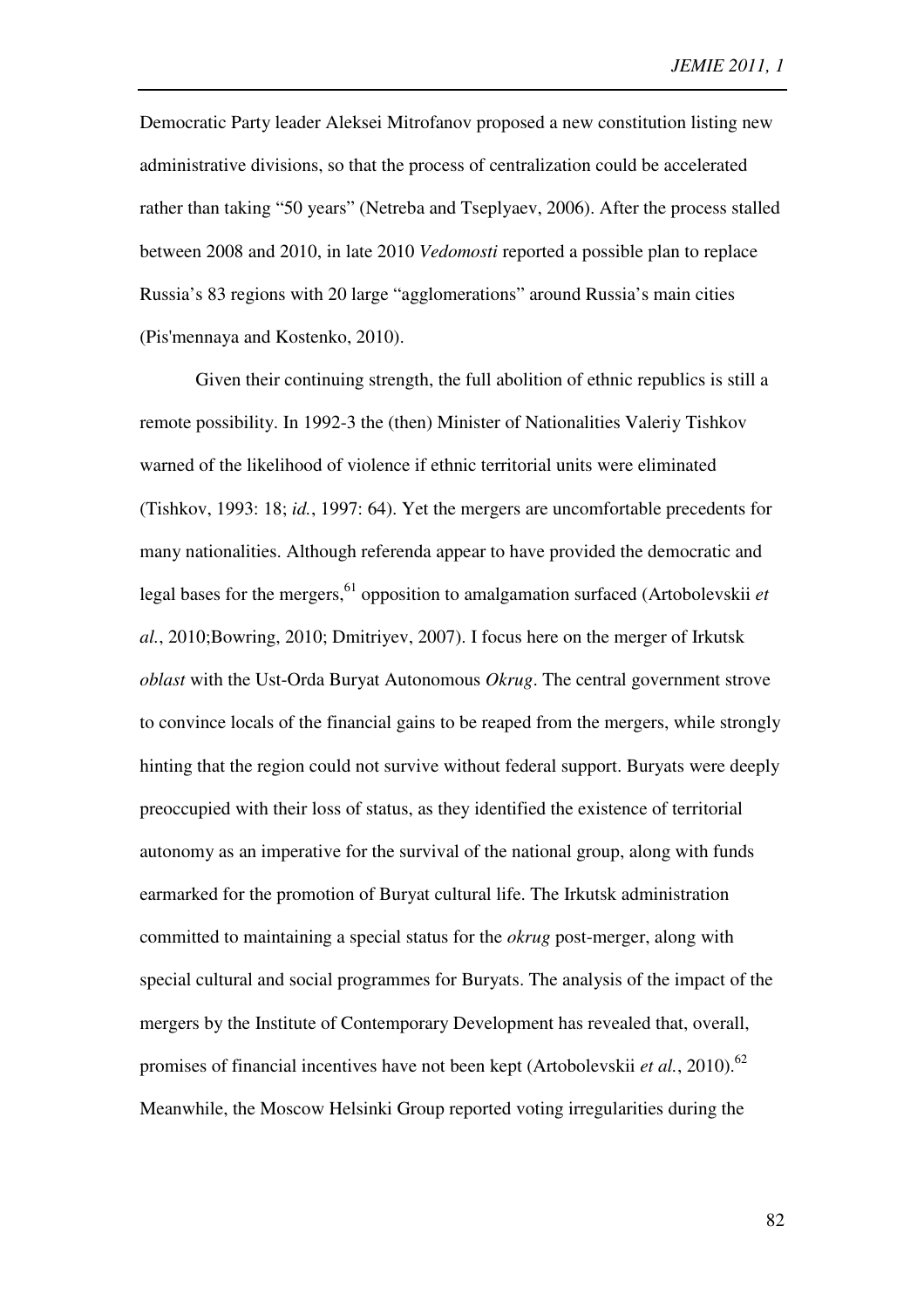Democratic Party leader Aleksei Mitrofanov proposed a new constitution listing new administrative divisions, so that the process of centralization could be accelerated rather than taking "50 years" (Netreba and Tseplyaev, 2006). After the process stalled between 2008 and 2010, in late 2010 *Vedomosti* reported a possible plan to replace Russia's 83 regions with 20 large "agglomerations" around Russia's main cities (Pis'mennaya and Kostenko, 2010).

Given their continuing strength, the full abolition of ethnic republics is still a remote possibility. In 1992-3 the (then) Minister of Nationalities Valeriy Tishkov warned of the likelihood of violence if ethnic territorial units were eliminated (Tishkov, 1993: 18; *id.*, 1997: 64). Yet the mergers are uncomfortable precedents for many nationalities. Although referenda appear to have provided the democratic and legal bases for the mergers,[61] opposition to amalgamation surfaced (Artobolevskii *et al.*, 2010;Bowring, 2010; Dmitriyev, 2007). I focus here on the merger of Irkutsk *oblast* with the Ust-Orda Buryat Autonomous *Okrug*. The central government strove to convince locals of the financial gains to be reaped from the mergers, while strongly hinting that the region could not survive without federal support. Buryats were deeply preoccupied with their loss of status, as they identified the existence of territorial autonomy as an imperative for the survival of the national group, along with funds earmarked for the promotion of Buryat cultural life. The Irkutsk administration committed to maintaining a special status for the *okrug* post-merger, along with special cultural and social programmes for Buryats. The analysis of the impact of the mergers by the Institute of Contemporary Development has revealed that, overall, promises of financial incentives have not been kept (Artobolevskii *et al.*, 2010).[62] Meanwhile, the Moscow Helsinki Group reported voting irregularities during the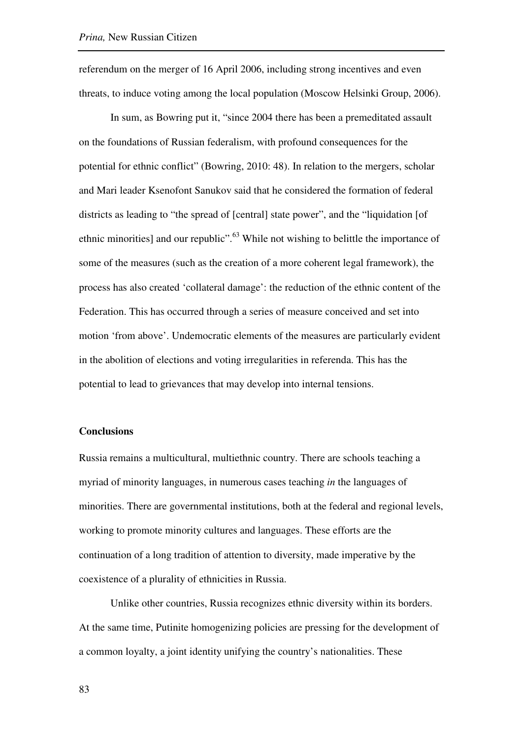referendum on the merger of 16 April 2006, including strong incentives and even threats, to induce voting among the local population (Moscow Helsinki Group, 2006).

In sum, as Bowring put it, "since 2004 there has been a premeditated assault on the foundations of Russian federalism, with profound consequences for the potential for ethnic conflict" (Bowring, 2010: 48). In relation to the mergers, scholar and Mari leader Ksenofont Sanukov said that he considered the formation of federal districts as leading to "the spread of [central] state power", and the "liquidation [of ethnic minorities] and our republic".[63] While not wishing to belittle the importance of some of the measures (such as the creation of a more coherent legal framework), the process has also created 'collateral damage': the reduction of the ethnic content of the Federation. This has occurred through a series of measure conceived and set into motion 'from above'. Undemocratic elements of the measures are particularly evident in the abolition of elections and voting irregularities in referenda. This has the potential to lead to grievances that may develop into internal tensions.

**Conclusions**

Russia remains a multicultural, multiethnic country. There are schools teaching a myriad of minority languages, in numerous cases teaching *in* the languages of minorities. There are governmental institutions, both at the federal and regional levels, working to promote minority cultures and languages. These efforts are the continuation of a long tradition of attention to diversity, made imperative by the coexistence of a plurality of ethnicities in Russia.

Unlike other countries, Russia recognizes ethnic diversity within its borders. At the same time, Putinite homogenizing policies are pressing for the development of a common loyalty, a joint identity unifying the country's nationalities. These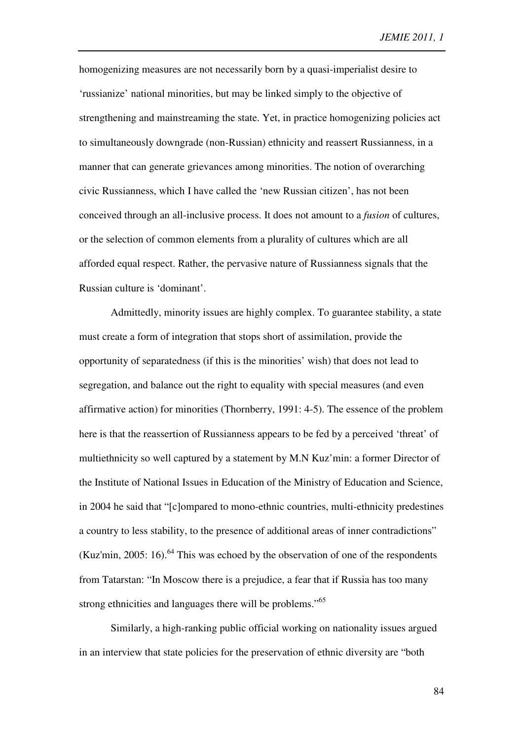homogenizing measures are not necessarily born by a quasi-imperialist desire to 'russianize' national minorities, but may be linked simply to the objective of strengthening and mainstreaming the state. Yet, in practice homogenizing policies act to simultaneously downgrade (non-Russian) ethnicity and reassert Russianness, in a manner that can generate grievances among minorities. The notion of overarching civic Russianness, which I have called the 'new Russian citizen', has not been conceived through an all-inclusive process. It does not amount to a *fusion* of cultures, or the selection of common elements from a plurality of cultures which are all afforded equal respect. Rather, the pervasive nature of Russianness signals that the Russian culture is 'dominant'.

Admittedly, minority issues are highly complex. To guarantee stability, a state must create a form of integration that stops short of assimilation, provide the opportunity of separatedness (if this is the minorities' wish) that does not lead to segregation, and balance out the right to equality with special measures (and even affirmative action) for minorities (Thornberry, 1991: 4-5). The essence of the problem here is that the reassertion of Russianness appears to be fed by a perceived 'threat' of multiethnicity so well captured by a statement by M.N Kuz'min: a former Director of the Institute of National Issues in Education of the Ministry of Education and Science, in 2004 he said that "[c]ompared to mono-ethnic countries, multi-ethnicity predestines a country to less stability, to the presence of additional areas of inner contradictions" (Kuz'min, 2005: 16).[64] This was echoed by the observation of one of the respondents from Tatarstan: "In Moscow there is a prejudice, a fear that if Russia has too many strong ethnicities and languages there will be problems."[65]

Similarly, a high-ranking public official working on nationality issues argued in an interview that state policies for the preservation of ethnic diversity are "both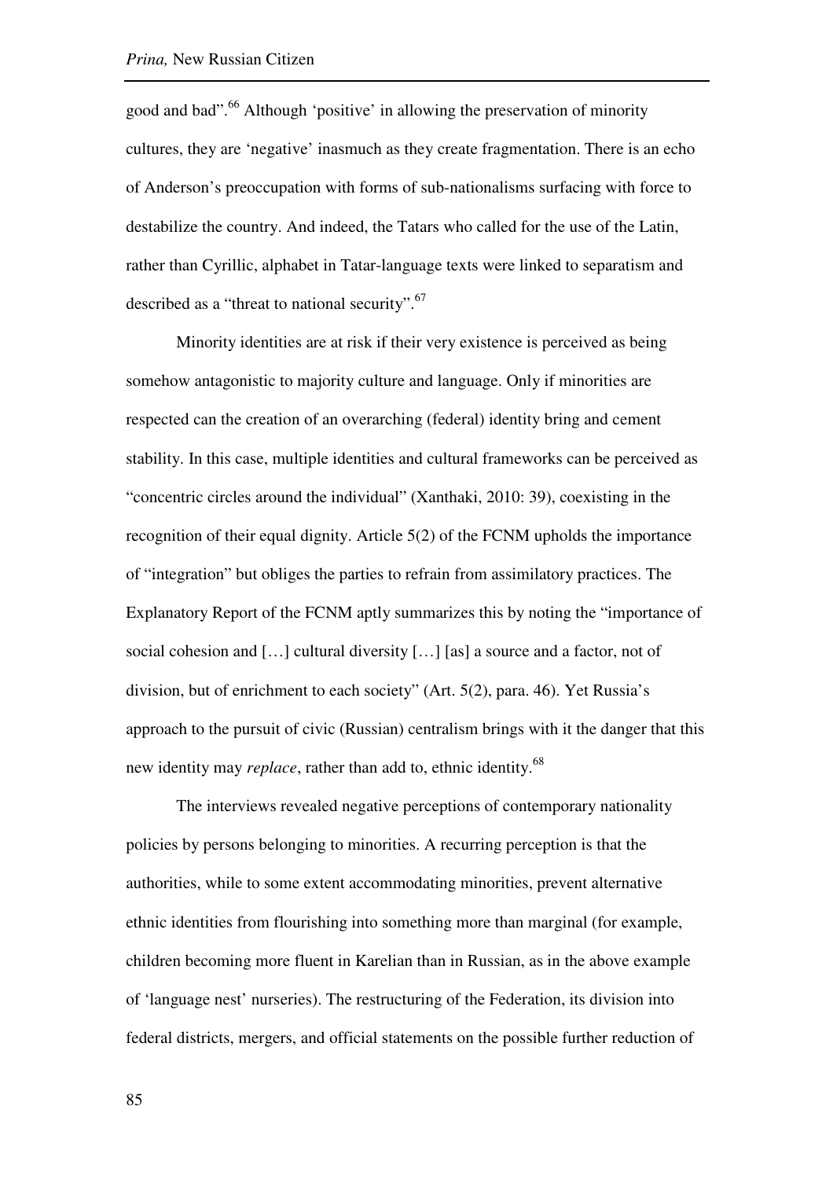good and bad".[66] Although 'positive' in allowing the preservation of minority cultures, they are 'negative' inasmuch as they create fragmentation. There is an echo of Anderson's preoccupation with forms of sub-nationalisms surfacing with force to destabilize the country. And indeed, the Tatars who called for the use of the Latin, rather than Cyrillic, alphabet in Tatar-language texts were linked to separatism and described as a "threat to national security".[67]

Minority identities are at risk if their very existence is perceived as being somehow antagonistic to majority culture and language. Only if minorities are respected can the creation of an overarching (federal) identity bring and cement stability. In this case, multiple identities and cultural frameworks can be perceived as "concentric circles around the individual" (Xanthaki, 2010: 39), coexisting in the recognition of their equal dignity. Article 5(2) of the FCNM upholds the importance of "integration" but obliges the parties to refrain from assimilatory practices. The Explanatory Report of the FCNM aptly summarizes this by noting the "importance of social cohesion and […] cultural diversity […] [as] a source and a factor, not of division, but of enrichment to each society" (Art. 5(2), para. 46). Yet Russia's approach to the pursuit of civic (Russian) centralism brings with it the danger that this new identity may *replace*, rather than add to, ethnic identity.[68]

The interviews revealed negative perceptions of contemporary nationality policies by persons belonging to minorities. A recurring perception is that the authorities, while to some extent accommodating minorities, prevent alternative ethnic identities from flourishing into something more than marginal (for example, children becoming more fluent in Karelian than in Russian, as in the above example of 'language nest' nurseries). The restructuring of the Federation, its division into federal districts, mergers, and official statements on the possible further reduction of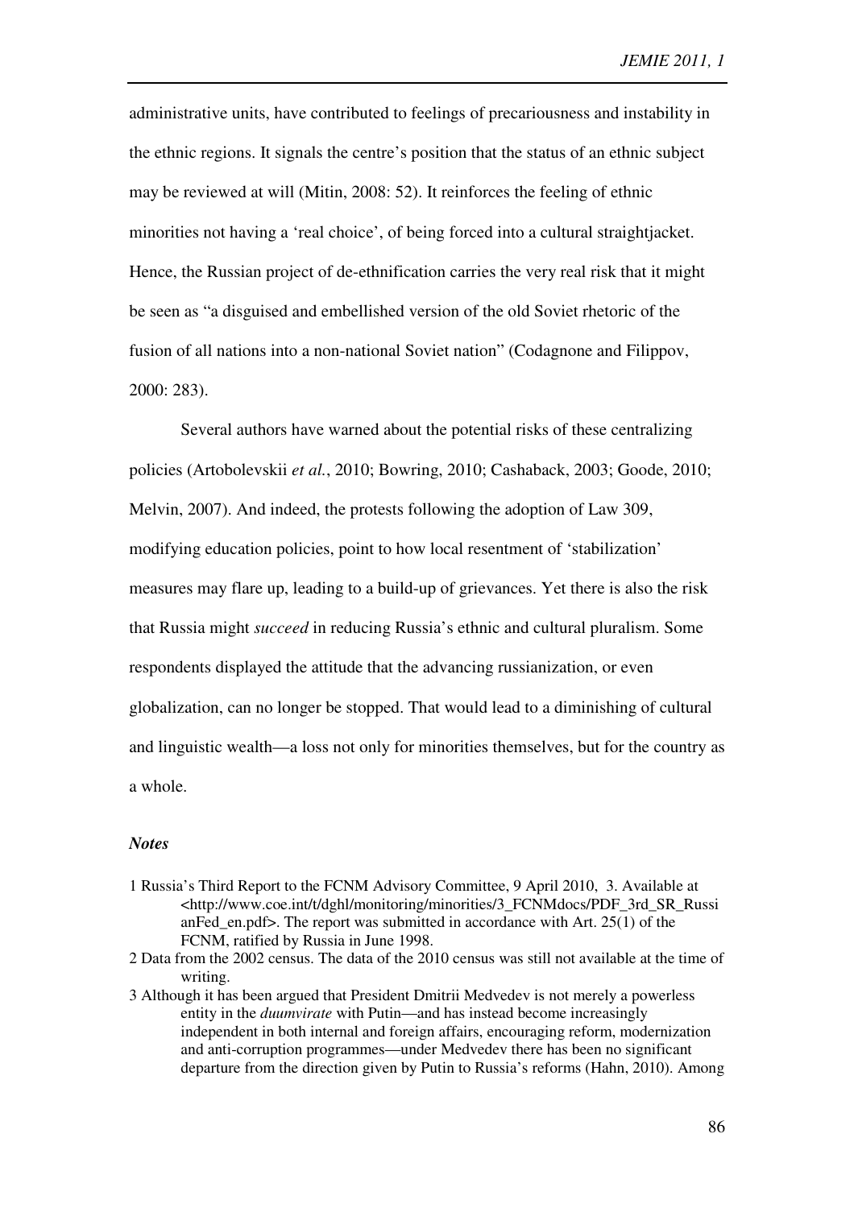administrative units, have contributed to feelings of precariousness and instability in the ethnic regions. It signals the centre's position that the status of an ethnic subject may be reviewed at will (Mitin, 2008: 52). It reinforces the feeling of ethnic minorities not having a 'real choice', of being forced into a cultural straightjacket. Hence, the Russian project of de-ethnification carries the very real risk that it might be seen as "a disguised and embellished version of the old Soviet rhetoric of the fusion of all nations into a non-national Soviet nation" (Codagnone and Filippov, 2000: 283).

Several authors have warned about the potential risks of these centralizing policies (Artobolevskii *et al.*, 2010; Bowring, 2010; Cashaback, 2003; Goode, 2010; Melvin, 2007). And indeed, the protests following the adoption of Law 309, modifying education policies, point to how local resentment of 'stabilization' measures may flare up, leading to a build-up of grievances. Yet there is also the risk that Russia might *succeed* in reducing Russia's ethnic and cultural pluralism. Some respondents displayed the attitude that the advancing russianization, or even globalization, can no longer be stopped. That would lead to a diminishing of cultural and linguistic wealth—a loss not only for minorities themselves, but for the country as a whole.

### *Notes*

1 Russia's Third Report to the FCNM Advisory Committee, 9 April 2010, 3. Available at <http://www.coe.int/t/dghl/monitoring/minorities/3_FCNMdocs/PDF_3rd_SR_RussianFed_en.pdf>. The report was submitted in accordance with Art. 25(1) of the FCNM, ratified by Russia in June 1998.

2 Data from the 2002 census. The data of the 2010 census was still not available at the time of writing.

3 Although it has been argued that President Dmitrii Medvedev is not merely a powerless entity in the *duumvirate* with Putin—and has instead become increasingly independent in both internal and foreign affairs, encouraging reform, modernization and anti-corruption programmes—under Medvedev there has been no significant departure from the direction given by Putin to Russia's reforms (Hahn, 2010). Among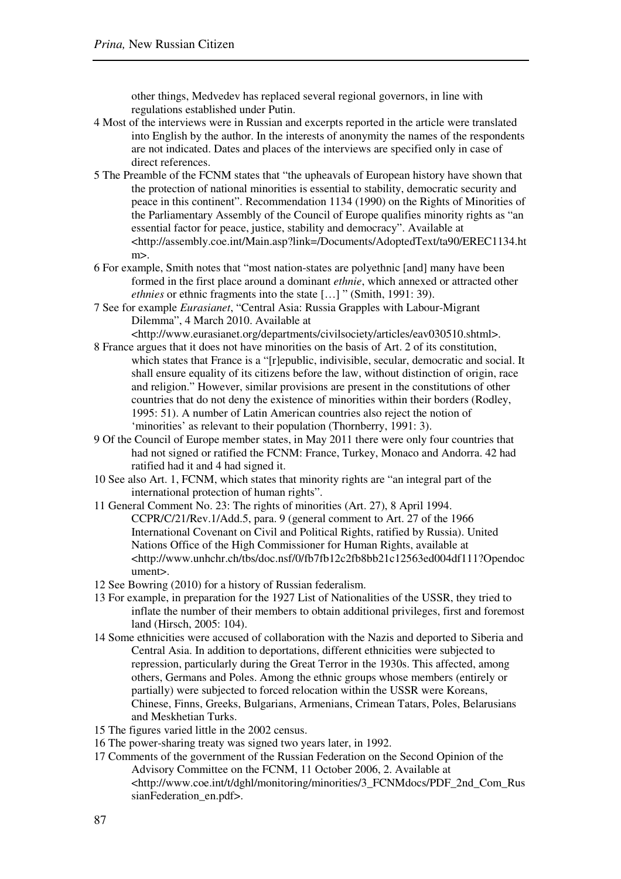other things, Medvedev has replaced several regional governors, in line with regulations established under Putin.

4 Most of the interviews were in Russian and excerpts reported in the article were translated into English by the author. In the interests of anonymity the names of the respondents are not indicated. Dates and places of the interviews are specified only in case of direct references.

5 The Preamble of the FCNM states that "the upheavals of European history have shown that the protection of national minorities is essential to stability, democratic security and peace in this continent". Recommendation 1134 (1990) on the Rights of Minorities of the Parliamentary Assembly of the Council of Europe qualifies minority rights as "an essential factor for peace, justice, stability and democracy". Available at <http://assembly.coe.int/Main.asp?link=/Documents/AdoptedText/ta90/EREC1134.htm>.

6 For example, Smith notes that "most nation-states are polyethnic [and] many have been formed in the first place around a dominant *ethnie*, which annexed or attracted other *ethnies* or ethnic fragments into the state […] " (Smith, 1991: 39).

7 See for example *Eurasianet*, "Central Asia: Russia Grapples with Labour-Migrant Dilemma", 4 March 2010. Available at <http://www.eurasianet.org/departments/civilsociety/articles/eav030510.shtml>.

8 France argues that it does not have minorities on the basis of Art. 2 of its constitution, which states that France is a "[r]epublic, indivisible, secular, democratic and social. It shall ensure equality of its citizens before the law, without distinction of origin, race and religion." However, similar provisions are present in the constitutions of other countries that do not deny the existence of minorities within their borders (Rodley, 1995: 51). A number of Latin American countries also reject the notion of 'minorities' as relevant to their population (Thornberry, 1991: 3).

9 Of the Council of Europe member states, in May 2011 there were only four countries that had not signed or ratified the FCNM: France, Turkey, Monaco and Andorra. 42 had ratified had it and 4 had signed it.

10 See also Art. 1, FCNM, which states that minority rights are "an integral part of the international protection of human rights".

11 General Comment No. 23: The rights of minorities (Art. 27), 8 April 1994. CCPR/C/21/Rev.1/Add.5, para. 9 (general comment to Art. 27 of the 1966 International Covenant on Civil and Political Rights, ratified by Russia). United Nations Office of the High Commissioner for Human Rights, available at <http://www.unhchr.ch/tbs/doc.nsf/0/fb7fb12c2fb8bb21c12563ed004df111?Opendocument>.

12 See Bowring (2010) for a history of Russian federalism.

13 For example, in preparation for the 1927 List of Nationalities of the USSR, they tried to inflate the number of their members to obtain additional privileges, first and foremost land (Hirsch, 2005: 104).

14 Some ethnicities were accused of collaboration with the Nazis and deported to Siberia and Central Asia. In addition to deportations, different ethnicities were subjected to repression, particularly during the Great Terror in the 1930s. This affected, among others, Germans and Poles. Among the ethnic groups whose members (entirely or partially) were subjected to forced relocation within the USSR were Koreans, Chinese, Finns, Greeks, Bulgarians, Armenians, Crimean Tatars, Poles, Belarusians and Meskhetian Turks.

15 The figures varied little in the 2002 census.

16 The power-sharing treaty was signed two years later, in 1992.

17 Comments of the government of the Russian Federation on the Second Opinion of the Advisory Committee on the FCNM, 11 October 2006, 2. Available at <http://www.coe.int/t/dghl/monitoring/minorities/3_FCNMdocs/PDF_2nd_Com_RussianFederation_en.pdf>.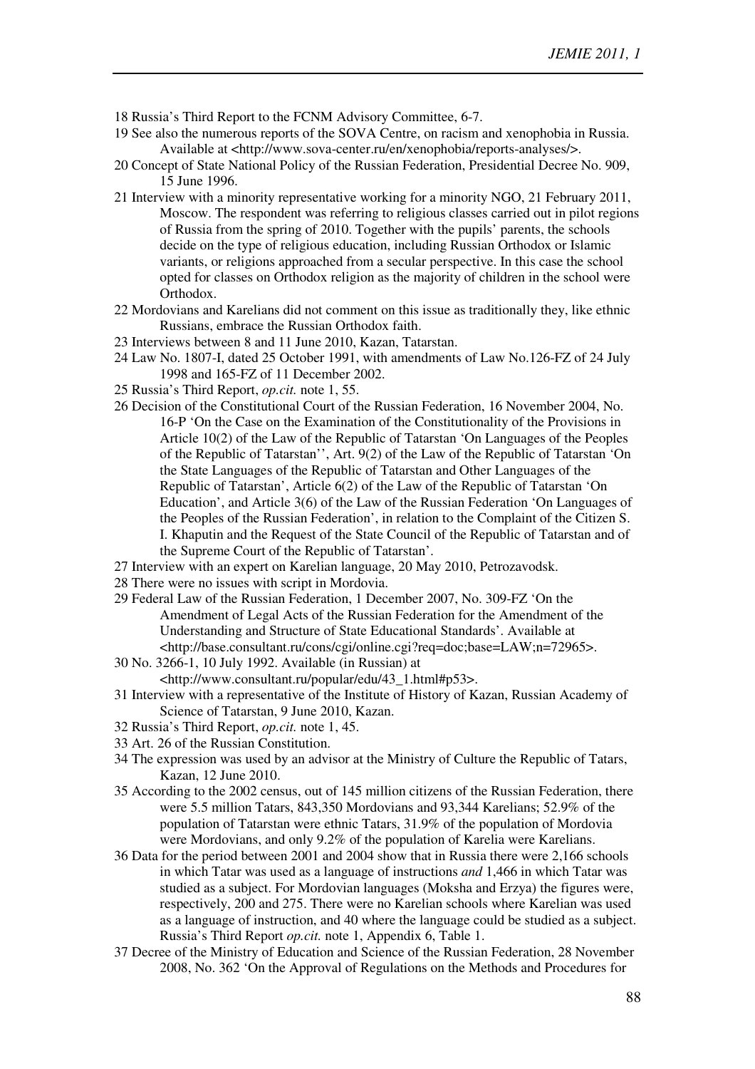18 Russia's Third Report to the FCNM Advisory Committee, 6-7.

19 See also the numerous reports of the SOVA Centre, on racism and xenophobia in Russia. Available at <http://www.sova-center.ru/en/xenophobia/reports-analyses/>.

20 Concept of State National Policy of the Russian Federation, Presidential Decree No. 909, 15 June 1996.

21 Interview with a minority representative working for a minority NGO, 21 February 2011, Moscow. The respondent was referring to religious classes carried out in pilot regions of Russia from the spring of 2010. Together with the pupils' parents, the schools decide on the type of religious education, including Russian Orthodox or Islamic variants, or religions approached from a secular perspective. In this case the school opted for classes on Orthodox religion as the majority of children in the school were Orthodox.

22 Mordovians and Karelians did not comment on this issue as traditionally they, like ethnic Russians, embrace the Russian Orthodox faith.

23 Interviews between 8 and 11 June 2010, Kazan, Tatarstan.

24 Law No. 1807-I, dated 25 October 1991, with amendments of Law No.126-FZ of 24 July 1998 and 165-FZ of 11 December 2002.

25 Russia's Third Report, *op.cit.* note 1, 55.

26 Decision of the Constitutional Court of the Russian Federation, 16 November 2004, No. 16-P 'On the Case on the Examination of the Constitutionality of the Provisions in Article 10(2) of the Law of the Republic of Tatarstan 'On Languages of the Peoples of the Republic of Tatarstan'', Art. 9(2) of the Law of the Republic of Tatarstan 'On the State Languages of the Republic of Tatarstan and Other Languages of the Republic of Tatarstan', Article 6(2) of the Law of the Republic of Tatarstan 'On Education', and Article 3(6) of the Law of the Russian Federation 'On Languages of the Peoples of the Russian Federation', in relation to the Complaint of the Citizen S. I. Khaputin and the Request of the State Council of the Republic of Tatarstan and of the Supreme Court of the Republic of Tatarstan'.

27 Interview with an expert on Karelian language, 20 May 2010, Petrozavodsk.

28 There were no issues with script in Mordovia.

29 Federal Law of the Russian Federation, 1 December 2007, No. 309-FZ 'On the Amendment of Legal Acts of the Russian Federation for the Amendment of the Understanding and Structure of State Educational Standards'. Available at <http://base.consultant.ru/cons/cgi/online.cgi?req=doc;base=LAW;n=72965>.

30 No. 3266-1, 10 July 1992. Available (in Russian) at <http://www.consultant.ru/popular/edu/43_1.html#p53>.

31 Interview with a representative of the Institute of History of Kazan, Russian Academy of Science of Tatarstan, 9 June 2010, Kazan.

32 Russia's Third Report, *op.cit.* note 1, 45.

33 Art. 26 of the Russian Constitution.

34 The expression was used by an advisor at the Ministry of Culture the Republic of Tatars, Kazan, 12 June 2010.

35 According to the 2002 census, out of 145 million citizens of the Russian Federation, there were 5.5 million Tatars, 843,350 Mordovians and 93,344 Karelians; 52.9% of the population of Tatarstan were ethnic Tatars, 31.9% of the population of Mordovia were Mordovians, and only 9.2% of the population of Karelia were Karelians.

36 Data for the period between 2001 and 2004 show that in Russia there were 2,166 schools in which Tatar was used as a language of instructions *and* 1,466 in which Tatar was studied as a subject. For Mordovian languages (Moksha and Erzya) the figures were, respectively, 200 and 275. There were no Karelian schools where Karelian was used as a language of instruction, and 40 where the language could be studied as a subject. Russia's Third Report *op.cit.* note 1, Appendix 6, Table 1.

37 Decree of the Ministry of Education and Science of the Russian Federation, 28 November 2008, No. 362 'On the Approval of Regulations on the Methods and Procedures for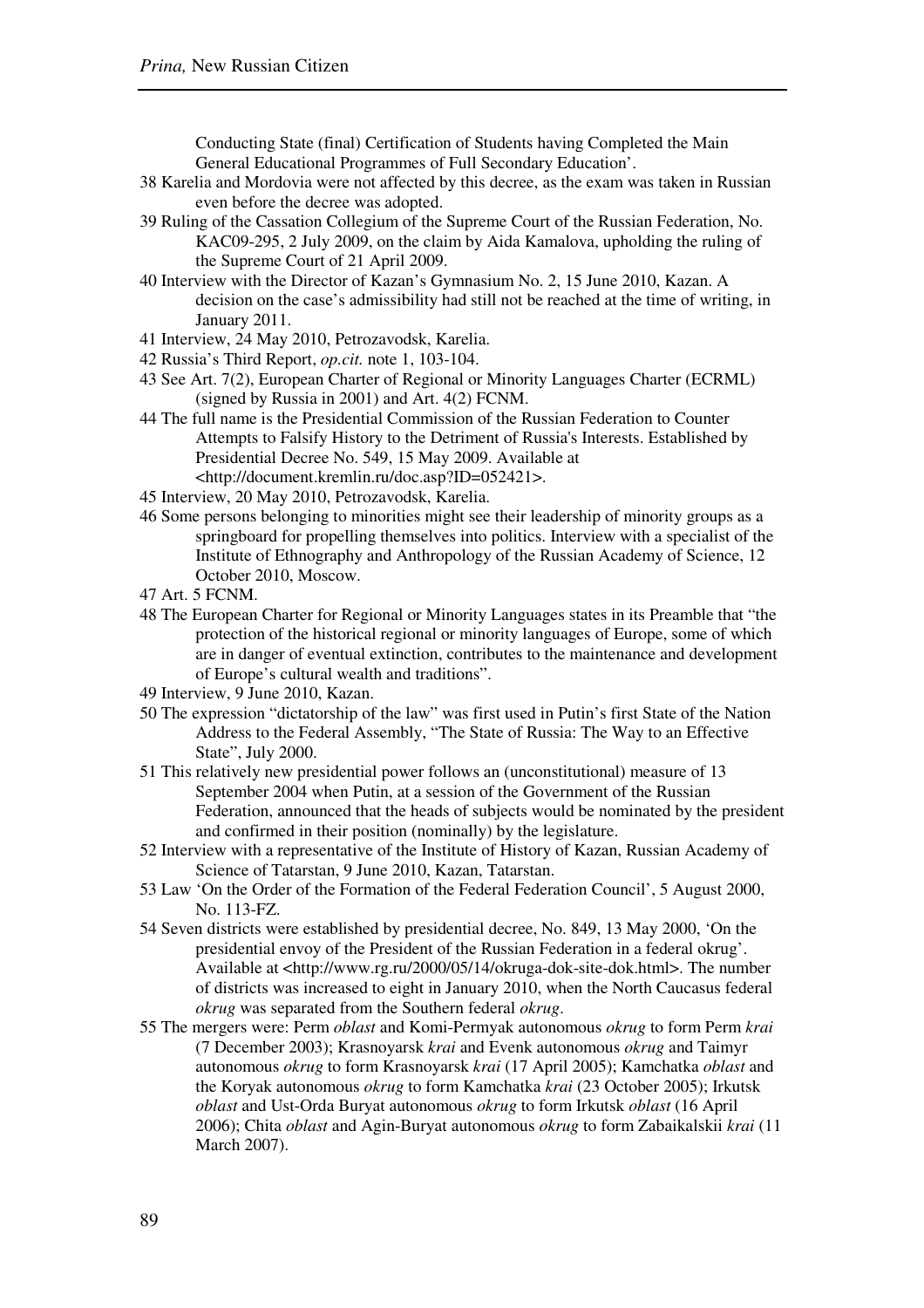Conducting State (final) Certification of Students having Completed the Main General Educational Programmes of Full Secondary Education'.

38 Karelia and Mordovia were not affected by this decree, as the exam was taken in Russian even before the decree was adopted.

39 Ruling of the Cassation Collegium of the Supreme Court of the Russian Federation, No. KAC09-295, 2 July 2009, on the claim by Aida Kamalova, upholding the ruling of the Supreme Court of 21 April 2009.

40 Interview with the Director of Kazan's Gymnasium No. 2, 15 June 2010, Kazan. A decision on the case's admissibility had still not be reached at the time of writing, in January 2011.

41 Interview, 24 May 2010, Petrozavodsk, Karelia.

42 Russia's Third Report, *op.cit.* note 1, 103-104.

43 See Art. 7(2), European Charter of Regional or Minority Languages Charter (ECRML) (signed by Russia in 2001) and Art. 4(2) FCNM.

44 The full name is the Presidential Commission of the Russian Federation to Counter Attempts to Falsify History to the Detriment of Russia's Interests. Established by Presidential Decree No. 549, 15 May 2009. Available at <http://document.kremlin.ru/doc.asp?ID=052421>.

45 Interview, 20 May 2010, Petrozavodsk, Karelia.

46 Some persons belonging to minorities might see their leadership of minority groups as a springboard for propelling themselves into politics. Interview with a specialist of the Institute of Ethnography and Anthropology of the Russian Academy of Science, 12 October 2010, Moscow.

47 Art. 5 FCNM.

48 The European Charter for Regional or Minority Languages states in its Preamble that "the protection of the historical regional or minority languages of Europe, some of which are in danger of eventual extinction, contributes to the maintenance and development of Europe's cultural wealth and traditions".

49 Interview, 9 June 2010, Kazan.

50 The expression "dictatorship of the law" was first used in Putin's first State of the Nation Address to the Federal Assembly, "The State of Russia: The Way to an Effective State", July 2000.

51 This relatively new presidential power follows an (unconstitutional) measure of 13 September 2004 when Putin, at a session of the Government of the Russian Federation, announced that the heads of subjects would be nominated by the president and confirmed in their position (nominally) by the legislature.

52 Interview with a representative of the Institute of History of Kazan, Russian Academy of Science of Tatarstan, 9 June 2010, Kazan, Tatarstan.

53 Law 'On the Order of the Formation of the Federal Federation Council', 5 August 2000, No. 113-FZ.

54 Seven districts were established by presidential decree, No. 849, 13 May 2000, 'On the presidential envoy of the President of the Russian Federation in a federal okrug'. Available at <http://www.rg.ru/2000/05/14/okruga-dok-site-dok.html>. The number of districts was increased to eight in January 2010, when the North Caucasus federal *okrug* was separated from the Southern federal *okrug*.

55 The mergers were: Perm *oblast* and Komi-Permyak autonomous *okrug* to form Perm *krai* (7 December 2003); Krasnoyarsk *krai* and Evenk autonomous *okrug* and Taimyr autonomous *okrug* to form Krasnoyarsk *krai* (17 April 2005); Kamchatka *oblast* and the Koryak autonomous *okrug* to form Kamchatka *krai* (23 October 2005); Irkutsk *oblast* and Ust-Orda Buryat autonomous *okrug* to form Irkutsk *oblast* (16 April 2006); Chita *oblast* and Agin-Buryat autonomous *okrug* to form Zabaikalskii *krai* (11 March 2007).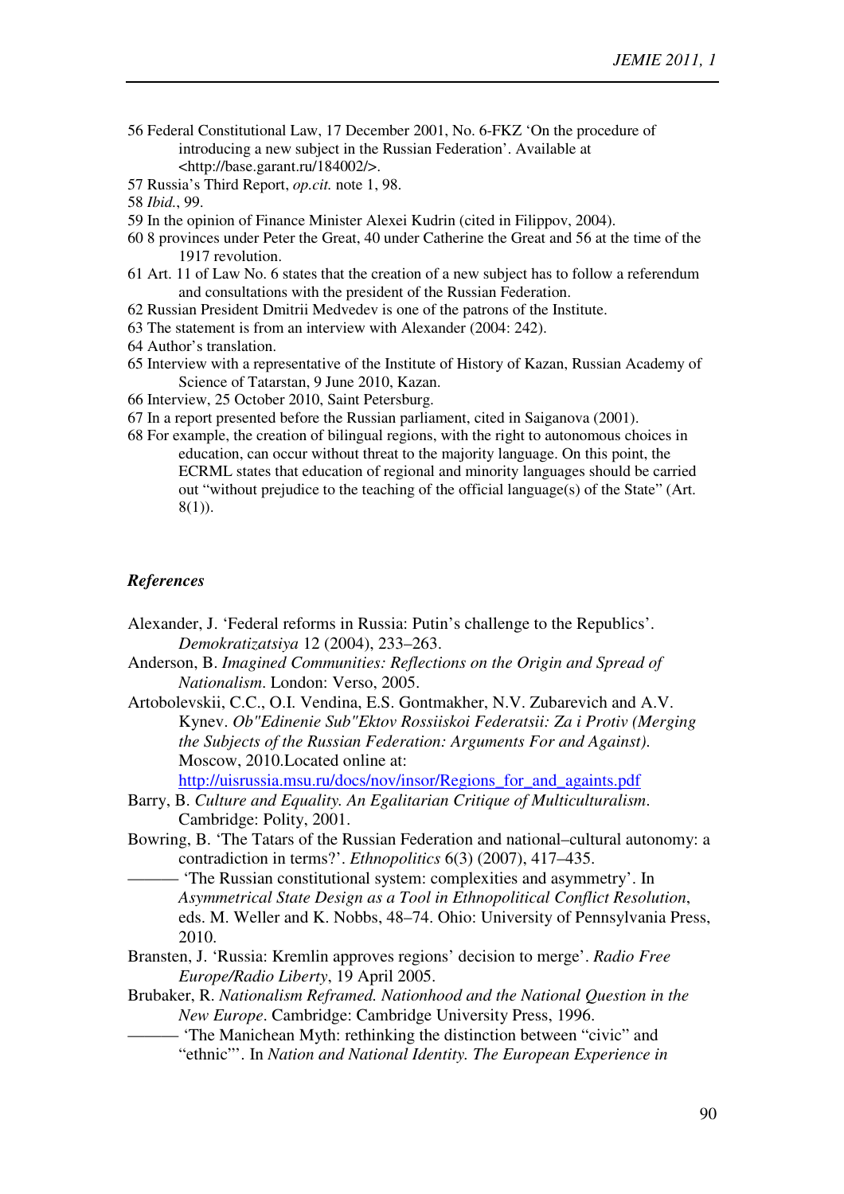56 Federal Constitutional Law, 17 December 2001, No. 6-FKZ 'On the procedure of introducing a new subject in the Russian Federation'. Available at <http://base.garant.ru/184002/>.

57 Russia's Third Report, *op.cit.* note 1, 98.

58 *Ibid.*, 99.

59 In the opinion of Finance Minister Alexei Kudrin (cited in Filippov, 2004).

60 8 provinces under Peter the Great, 40 under Catherine the Great and 56 at the time of the 1917 revolution.

61 Art. 11 of Law No. 6 states that the creation of a new subject has to follow a referendum and consultations with the president of the Russian Federation.

62 Russian President Dmitrii Medvedev is one of the patrons of the Institute.

63 The statement is from an interview with Alexander (2004: 242).

64 Author's translation.

65 Interview with a representative of the Institute of History of Kazan, Russian Academy of Science of Tatarstan, 9 June 2010, Kazan.

66 Interview, 25 October 2010, Saint Petersburg.

67 In a report presented before the Russian parliament, cited in Saiganova (2001).

68 For example, the creation of bilingual regions, with the right to autonomous choices in education, can occur without threat to the majority language. On this point, the ECRML states that education of regional and minority languages should be carried out "without prejudice to the teaching of the official language(s) of the State" (Art. 8(1)).

### *References*

Alexander, J. 'Federal reforms in Russia: Putin's challenge to the Republics'. *Demokratizatsiya* 12 (2004), 233–263.

Anderson, B. *Imagined Communities: Reflections on the Origin and Spread of Nationalism*. London: Verso, 2005.

Artobolevskii, C.C., O.I. Vendina, E.S. Gontmakher, N.V. Zubarevich and A.V. Kynev. *Ob"Edinenie Sub"Ektov Rossiiskoi Federatsii: Za i Protiv (Merging the Subjects of the Russian Federation: Arguments For and Against)*. Moscow, 2010.Located online at: http://uisrussia.msu.ru/docs/nov/insor/Regions_for_and_againts.pdf

Barry, B. *Culture and Equality. An Egalitarian Critique of Multiculturalism*. Cambridge: Polity, 2001.

Bowring, B. 'The Tatars of the Russian Federation and national–cultural autonomy: a contradiction in terms?'. *Ethnopolitics* 6(3) (2007), 417–435.

——— 'The Russian constitutional system: complexities and asymmetry'. In *Asymmetrical State Design as a Tool in Ethnopolitical Conflict Resolution*, eds. M. Weller and K. Nobbs, 48–74. Ohio: University of Pennsylvania Press, 2010.

Bransten, J. 'Russia: Kremlin approves regions' decision to merge'. *Radio Free Europe/Radio Liberty*, 19 April 2005.

Brubaker, R. *Nationalism Reframed. Nationhood and the National Question in the New Europe*. Cambridge: Cambridge University Press, 1996.

——— 'The Manichean Myth: rethinking the distinction between "civic" and "ethnic"'. In *Nation and National Identity. The European Experience in*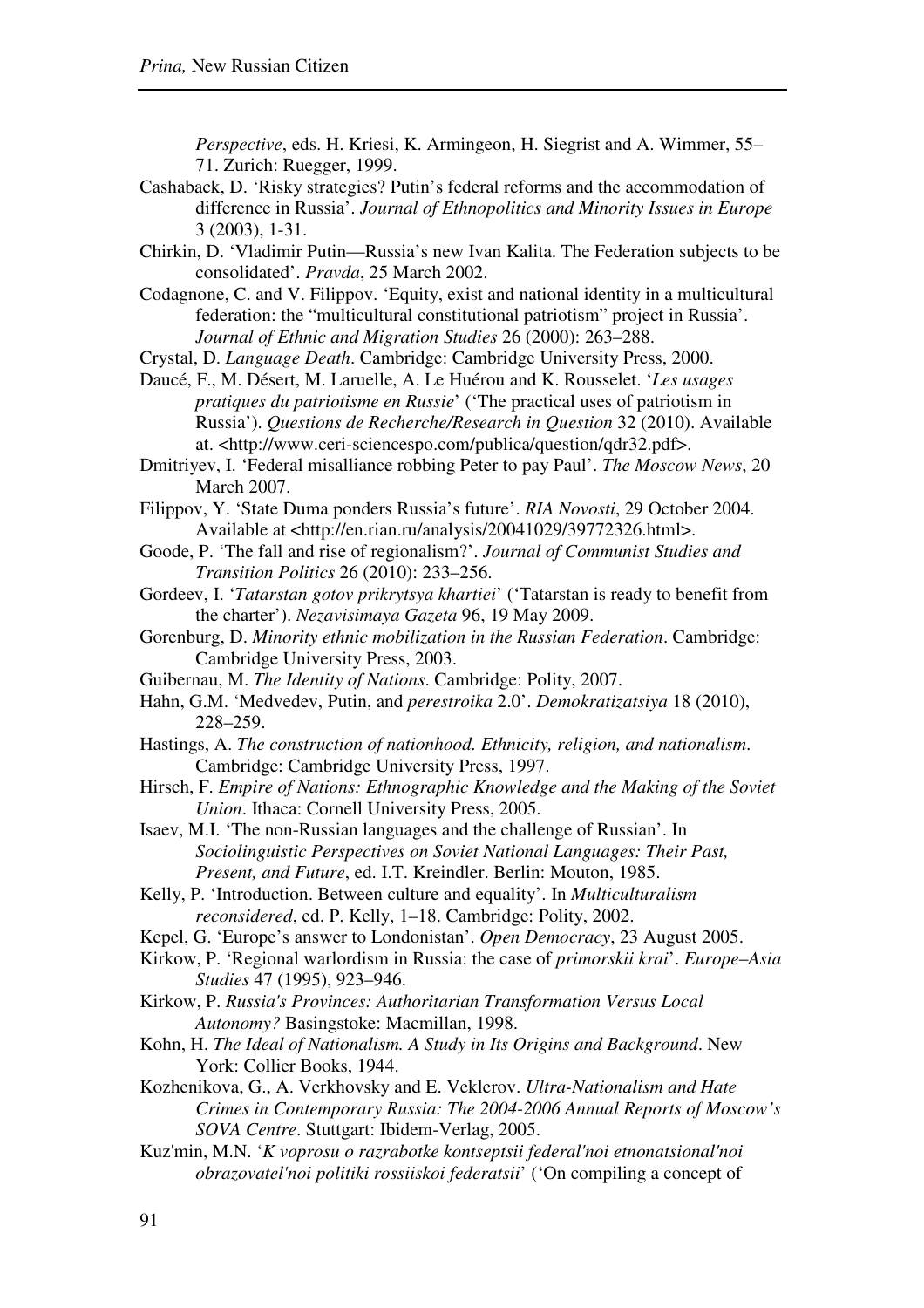*Perspective*, eds. H. Kriesi, K. Armingeon, H. Siegrist and A. Wimmer, 55–71. Zurich: Ruegger, 1999.

Cashaback, D. 'Risky strategies? Putin's federal reforms and the accommodation of difference in Russia'. *Journal of Ethnopolitics and Minority Issues in Europe* 3 (2003), 1-31.

Chirkin, D. 'Vladimir Putin—Russia's new Ivan Kalita. The Federation subjects to be consolidated'. *Pravda*, 25 March 2002.

Codagnone, C. and V. Filippov. 'Equity, exist and national identity in a multicultural federation: the "multicultural constitutional patriotism" project in Russia'. *Journal of Ethnic and Migration Studies* 26 (2000): 263–288.

Crystal, D. *Language Death*. Cambridge: Cambridge University Press, 2000.

Daucé, F., M. Désert, M. Laruelle, A. Le Huérou and K. Rousselet. '*Les usages pratiques du patriotisme en Russie*' ('The practical uses of patriotism in Russia'). *Questions de Recherche/Research in Question* 32 (2010). Available at. <http://www.ceri-sciencespo.com/publica/question/qdr32.pdf>.

Dmitriyev, I. 'Federal misalliance robbing Peter to pay Paul'. *The Moscow News*, 20 March 2007.

Filippov, Y. 'State Duma ponders Russia's future'. *RIA Novosti*, 29 October 2004. Available at <http://en.rian.ru/analysis/20041029/39772326.html>.

Goode, P. 'The fall and rise of regionalism?'. *Journal of Communist Studies and Transition Politics* 26 (2010): 233–256.

Gordeev, I. '*Tatarstan gotov prikrytsya khartiei*' ('Tatarstan is ready to benefit from the charter'). *Nezavisimaya Gazeta* 96, 19 May 2009.

Gorenburg, D. *Minority ethnic mobilization in the Russian Federation*. Cambridge: Cambridge University Press, 2003.

Guibernau, M. *The Identity of Nations*. Cambridge: Polity, 2007.

Hahn, G.M. 'Medvedev, Putin, and *perestroika* 2.0'. *Demokratizatsiya* 18 (2010), 228–259.

Hastings, A. *The construction of nationhood. Ethnicity, religion, and nationalism*. Cambridge: Cambridge University Press, 1997.

Hirsch, F. *Empire of Nations: Ethnographic Knowledge and the Making of the Soviet Union*. Ithaca: Cornell University Press, 2005.

Isaev, M.I. 'The non-Russian languages and the challenge of Russian'. In *Sociolinguistic Perspectives on Soviet National Languages: Their Past, Present, and Future*, ed. I.T. Kreindler. Berlin: Mouton, 1985.

Kelly, P. 'Introduction. Between culture and equality'. In *Multiculturalism reconsidered*, ed. P. Kelly, 1–18. Cambridge: Polity, 2002.

Kepel, G. 'Europe's answer to Londonistan'. *Open Democracy*, 23 August 2005.

Kirkow, P. 'Regional warlordism in Russia: the case of *primorskii krai*'. *Europe–Asia Studies* 47 (1995), 923–946.

Kirkow, P. *Russia's Provinces: Authoritarian Transformation Versus Local Autonomy?* Basingstoke: Macmillan, 1998.

Kohn, H. *The Ideal of Nationalism. A Study in Its Origins and Background*. New York: Collier Books, 1944.

Kozhenikova, G., A. Verkhovsky and E. Veklerov. *Ultra-Nationalism and Hate Crimes in Contemporary Russia: The 2004-2006 Annual Reports of Moscow's SOVA Centre*. Stuttgart: Ibidem-Verlag, 2005.

Kuz'min, M.N. '*K voprosu o razrabotke kontseptsii federal'noi etnonatsional'noi obrazovatel'noi politiki rossiiskoi federatsii*' ('On compiling a concept of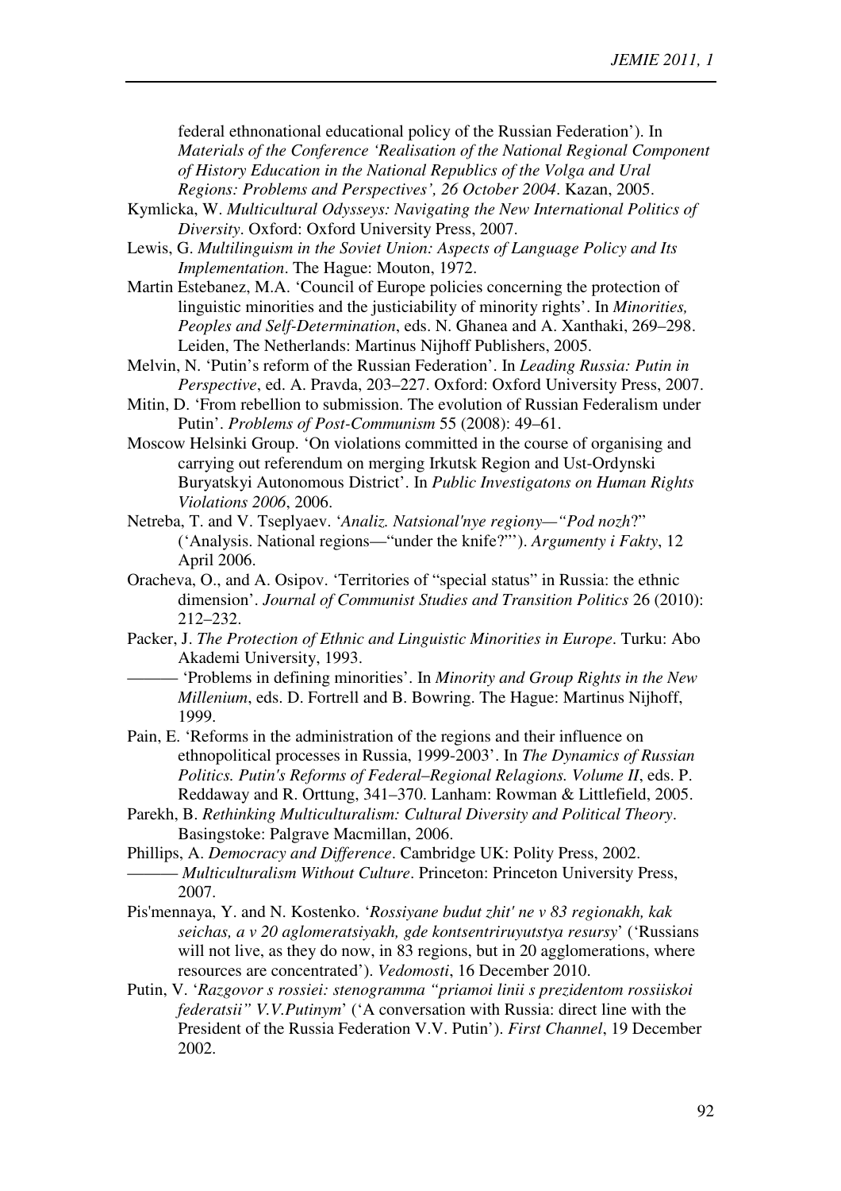federal ethnonational educational policy of the Russian Federation'). In *Materials of the Conference 'Realisation of the National Regional Component of History Education in the National Republics of the Volga and Ural Regions: Problems and Perspectives', 26 October 2004*. Kazan, 2005.

Kymlicka, W. *Multicultural Odysseys: Navigating the New International Politics of Diversity*. Oxford: Oxford University Press, 2007.

Lewis, G. *Multilinguism in the Soviet Union: Aspects of Language Policy and Its Implementation*. The Hague: Mouton, 1972.

Martin Estebanez, M.A. 'Council of Europe policies concerning the protection of linguistic minorities and the justiciability of minority rights'. In *Minorities, Peoples and Self-Determination*, eds. N. Ghanea and A. Xanthaki, 269–298. Leiden, The Netherlands: Martinus Nijhoff Publishers, 2005.

Melvin, N. 'Putin's reform of the Russian Federation'. In *Leading Russia: Putin in Perspective*, ed. A. Pravda, 203–227. Oxford: Oxford University Press, 2007.

Mitin, D. 'From rebellion to submission. The evolution of Russian Federalism under Putin'. *Problems of Post-Communism* 55 (2008): 49–61.

Moscow Helsinki Group. 'On violations committed in the course of organising and carrying out referendum on merging Irkutsk Region and Ust-Ordynski Buryatskyi Autonomous District'. In *Public Investigatons on Human Rights Violations 2006*, 2006.

Netreba, T. and V. Tseplyaev. '*Analiz. Natsional'nye regiony—"Pod nozh*?" ('Analysis. National regions—"under the knife?"'). *Argumenty i Fakty*, 12 April 2006.

Oracheva, O., and A. Osipov. 'Territories of "special status" in Russia: the ethnic dimension'. *Journal of Communist Studies and Transition Politics* 26 (2010): 212–232.

Packer, J. *The Protection of Ethnic and Linguistic Minorities in Europe*. Turku: Abo Akademi University, 1993.

——— 'Problems in defining minorities'. In *Minority and Group Rights in the New Millenium*, eds. D. Fortrell and B. Bowring. The Hague: Martinus Nijhoff, 1999.

Pain, E. 'Reforms in the administration of the regions and their influence on ethnopolitical processes in Russia, 1999-2003'. In *The Dynamics of Russian Politics. Putin's Reforms of Federal–Regional Relagions. Volume II*, eds. P. Reddaway and R. Orttung, 341–370. Lanham: Rowman & Littlefield, 2005.

Parekh, B. *Rethinking Multiculturalism: Cultural Diversity and Political Theory*. Basingstoke: Palgrave Macmillan, 2006.

Phillips, A. *Democracy and Difference*. Cambridge UK: Polity Press, 2002.

——— *Multiculturalism Without Culture*. Princeton: Princeton University Press, 2007.

Pis'mennaya, Y. and N. Kostenko. '*Rossiyane budut zhit' ne v 83 regionakh, kak seichas, a v 20 aglomeratsiyakh, gde kontsentriruyutstya resursy*' ('Russians will not live, as they do now, in 83 regions, but in 20 agglomerations, where resources are concentrated'). *Vedomosti*, 16 December 2010.

Putin, V. '*Razgovor s rossiei: stenogramma "priamoi linii s prezidentom rossiiskoi federatsii" V.V.Putinym*' ('A conversation with Russia: direct line with the President of the Russia Federation V.V. Putin'). *First Channel*, 19 December 2002.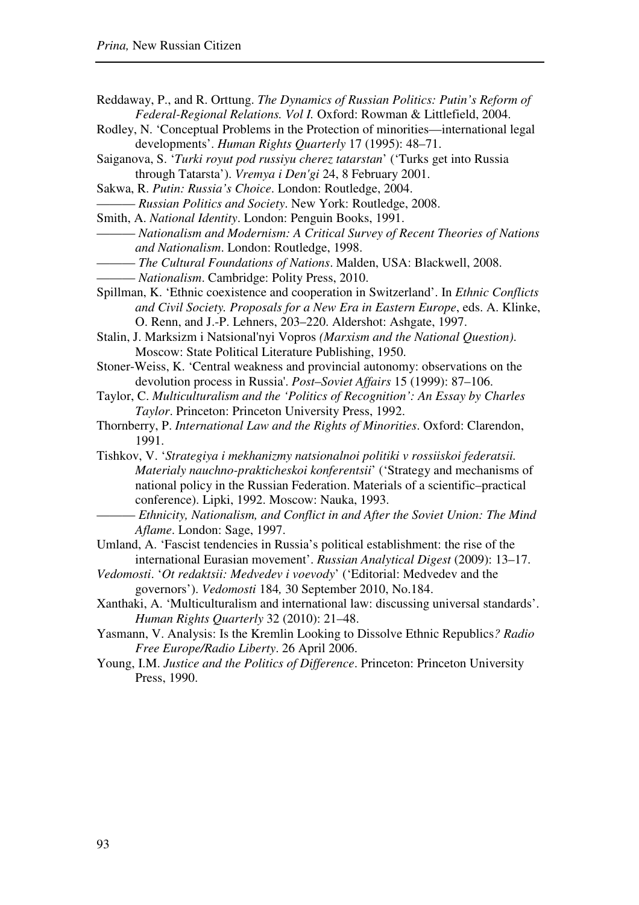Reddaway, P., and R. Orttung. *The Dynamics of Russian Politics: Putin's Reform of Federal-Regional Relations. Vol I.* Oxford: Rowman & Littlefield, 2004.

Rodley, N. 'Conceptual Problems in the Protection of minorities—international legal developments'. *Human Rights Quarterly* 17 (1995): 48–71.

Saiganova, S. '*Turki royut pod russiyu cherez tatarstan*' ('Turks get into Russia through Tatarsta'). *Vremya i Den'gi* 24, 8 February 2001.

Sakwa, R. *Putin: Russia's Choice*. London: Routledge, 2004.

——— *Russian Politics and Society*. New York: Routledge, 2008.

Smith, A. *National Identity*. London: Penguin Books, 1991.

——— *Nationalism and Modernism: A Critical Survey of Recent Theories of Nations and Nationalism*. London: Routledge, 1998.

——— *The Cultural Foundations of Nations*. Malden, USA: Blackwell, 2008.

——— *Nationalism*. Cambridge: Polity Press, 2010.

Spillman, K. 'Ethnic coexistence and cooperation in Switzerland'. In *Ethnic Conflicts and Civil Society. Proposals for a New Era in Eastern Europe*, eds. A. Klinke, O. Renn, and J.-P. Lehners, 203–220. Aldershot: Ashgate, 1997.

Stalin, J. Marksizm i Natsional'nyi Vopros *(Marxism and the National Question)*. Moscow: State Political Literature Publishing, 1950.

Stoner-Weiss, K. 'Central weakness and provincial autonomy: observations on the devolution process in Russia'. *Post–Soviet Affairs* 15 (1999): 87–106.

Taylor, C. *Multiculturalism and the 'Politics of Recognition': An Essay by Charles Taylor*. Princeton: Princeton University Press, 1992.

Thornberry, P. *International Law and the Rights of Minorities*. Oxford: Clarendon, 1991.

Tishkov, V. '*Strategiya i mekhanizmy natsionalnoi politiki v rossiiskoi federatsii. Materialy nauchno-prakticheskoi konferentsii*' ('Strategy and mechanisms of national policy in the Russian Federation. Materials of a scientific–practical conference). Lipki, 1992. Moscow: Nauka, 1993.

——— *Ethnicity, Nationalism, and Conflict in and After the Soviet Union: The Mind Aflame*. London: Sage, 1997.

Umland, A. 'Fascist tendencies in Russia's political establishment: the rise of the international Eurasian movement'. *Russian Analytical Digest* (2009): 13–17.

*Vedomosti*. '*Ot redaktsii: Medvedev i voevody*' ('Editorial: Medvedev and the governors'). *Vedomosti* 184*,* 30 September 2010, No.184.

Xanthaki, A. 'Multiculturalism and international law: discussing universal standards'. *Human Rights Quarterly* 32 (2010): 21–48.

Yasmann, V. Analysis: Is the Kremlin Looking to Dissolve Ethnic Republics*? Radio Free Europe/Radio Liberty*. 26 April 2006.

Young, I.M. *Justice and the Politics of Difference*. Princeton: Princeton University Press, 1990.